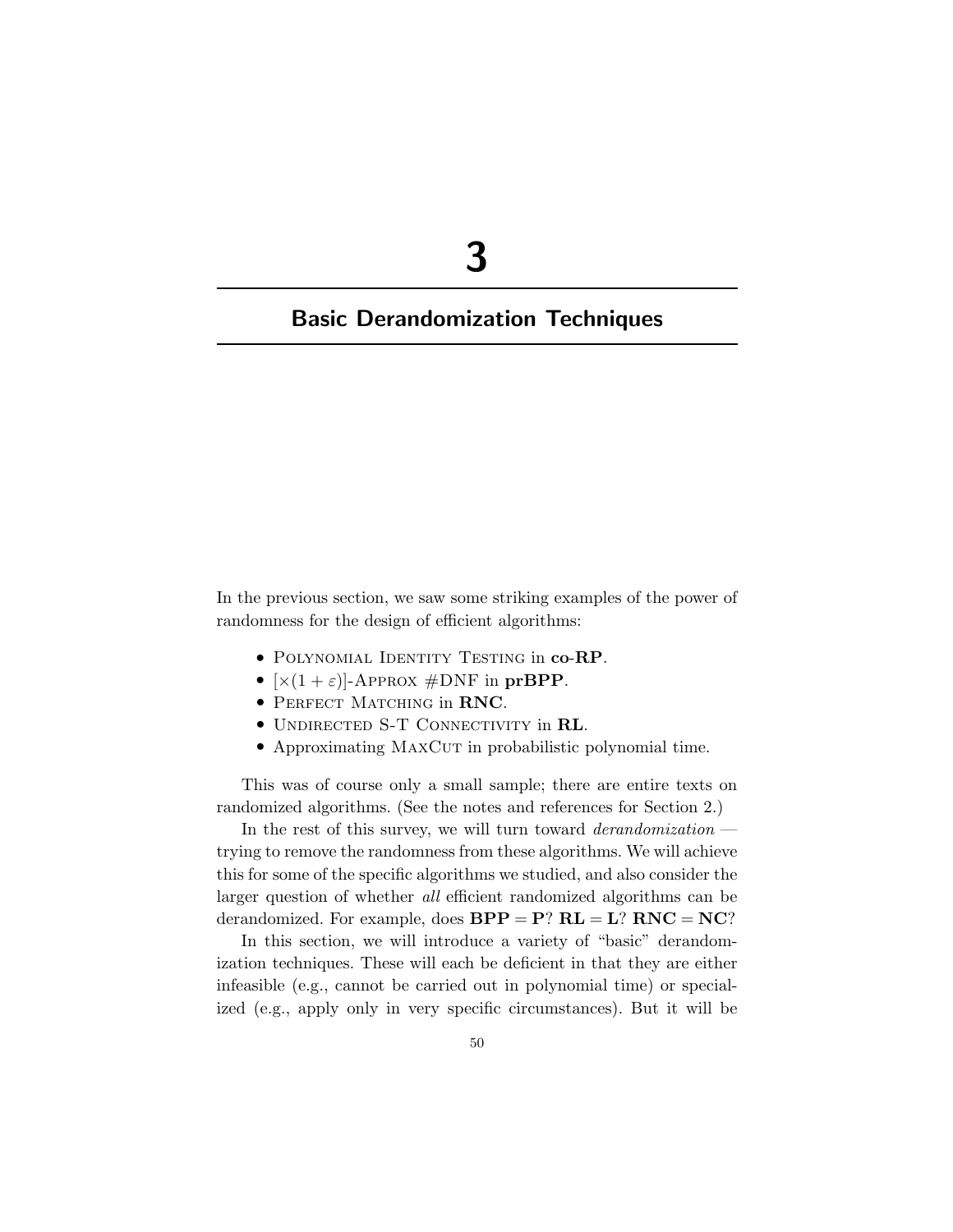# 3

# Basic Derandomization Techniques

In the previous section, we saw some striking examples of the power of randomness for the design of efficient algorithms:

- Polynomial Identity Testing in **co-RP**.
- $[\times(1+\varepsilon)]$-Approx #DNF in **prBPP**.
- Perfect Matching in **RNC**.
- Undirected S-T Connectivity in **RL**.
- Approximating MaxCut in probabilistic polynomial time.

This was of course only a small sample; there are entire texts on randomized algorithms. (See the notes and references for Section 2.)

In the rest of this survey, we will turn toward *derandomization* — trying to remove the randomness from these algorithms. We will achieve this for some of the specific algorithms we studied, and also consider the larger question of whether *all* efficient randomized algorithms can be derandomized. For example, does $\mathbf{BPP} = \mathbf{P}$? $\mathbf{RL} = \mathbf{L}$? $\mathbf{RNC} = \mathbf{NC}$?

In this section, we will introduce a variety of "basic" derandomization techniques. These will each be deficient in that they are either infeasible (e.g., cannot be carried out in polynomial time) or specialized (e.g., apply only in very specific circumstances). But it will be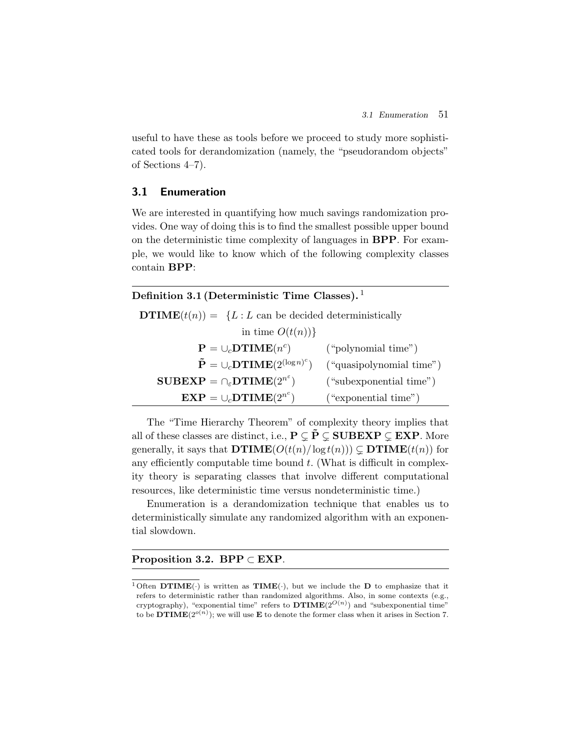useful to have these as tools before we proceed to study more sophisticated tools for derandomization (namely, the "pseudorandom objects" of Sections 4–7).

## 3.1 Enumeration

We are interested in quantifying how much savings randomization provides. One way of doing this is to find the smallest possible upper bound on the deterministic time complexity of languages in **BPP**. For example, we would like to know which of the following complexity classes contain **BPP**:

**Definition 3.1 (Deterministic Time Classes).** [1]

$$\mathbf{DTIME}(t(n)) = \{L : L \text{ can be decided deterministically in time } O(t(n))\}$$

$$\mathbf{P} = \cup_c \mathbf{DTIME}(n^c) \qquad \text{("polynomial time")}$$

$$\tilde{\mathbf{P}} = \cup_c \mathbf{DTIME}(2^{(\log n)^c}) \qquad \text{("quasipolynomial time")}$$

$$\mathbf{SUBEXP} = \cap_\varepsilon \mathbf{DTIME}(2^{n^\varepsilon}) \qquad \text{("subexponential time")}$$

$$\mathbf{EXP} = \cup_c \mathbf{DTIME}(2^{n^c}) \qquad \text{("exponential time")}$$

The "Time Hierarchy Theorem" of complexity theory implies that all of these classes are distinct, i.e., $\mathbf{P} \subsetneq \tilde{\mathbf{P}} \subsetneq \mathbf{SUBEXP} \subsetneq \mathbf{EXP}$. More generally, it says that $\mathbf{DTIME}(O(t(n)/\log t(n))) \subsetneq \mathbf{DTIME}(t(n))$ for any efficiently computable time bound $t$. (What is difficult in complexity theory is separating classes that involve different computational resources, like deterministic time versus nondeterministic time.)

Enumeration is a derandomization technique that enables us to deterministically simulate any randomized algorithm with an exponential slowdown.

**Proposition 3.2.** $\mathbf{BPP} \subset \mathbf{EXP}$.

[1] Often $\mathbf{DTIME}(\cdot)$ is written as $\mathbf{TIME}(\cdot)$, but we include the $\mathbf{D}$ to emphasize that it refers to deterministic rather than randomized algorithms. Also, in some contexts (e.g., cryptography), "exponential time" refers to $\mathbf{DTIME}(2^{O(n)})$ and "subexponential time" to be $\mathbf{DTIME}(2^{o(n)})$; we will use $\mathbf{E}$ to denote the former class when it arises in Section 7.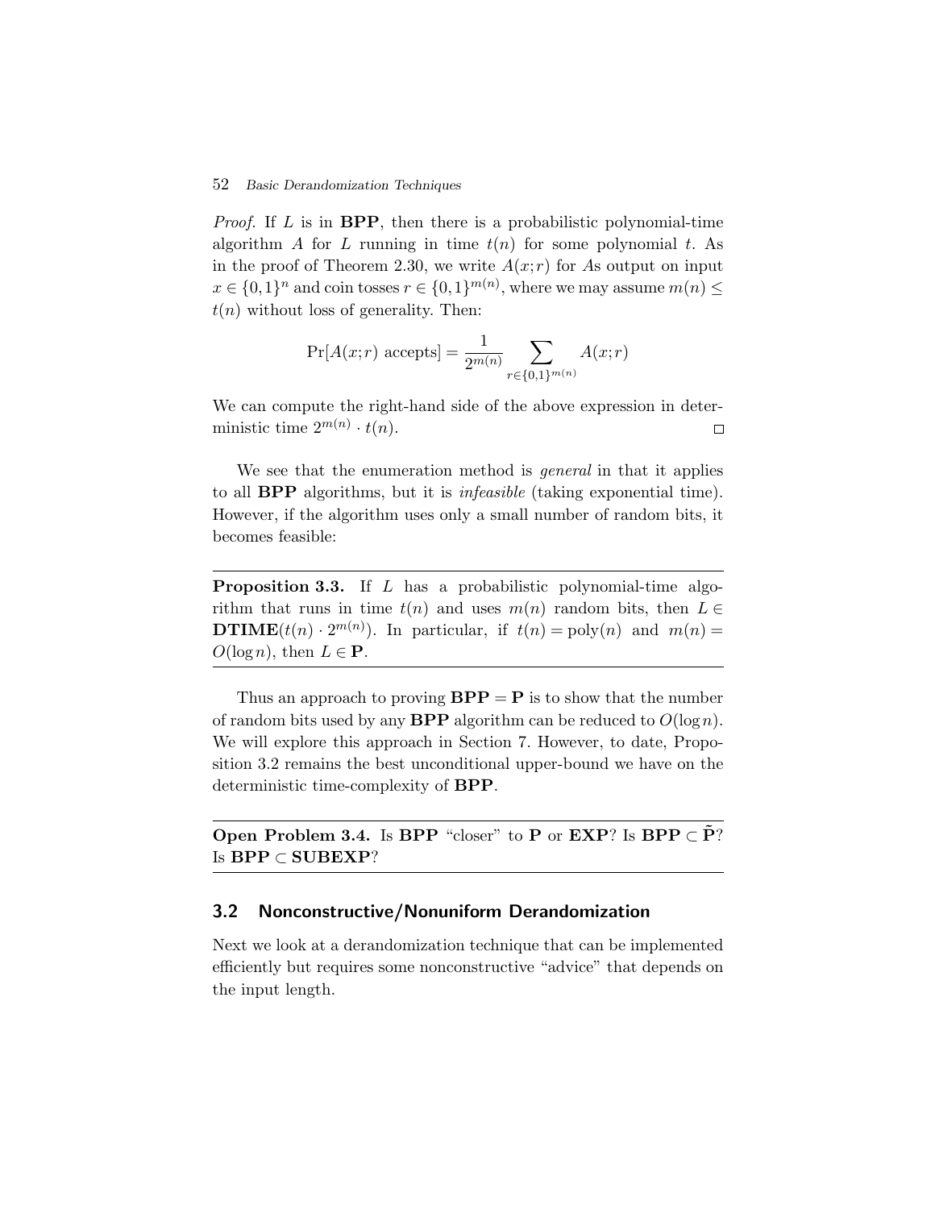*Proof.* If $L$ is in **BPP**, then there is a probabilistic polynomial-time algorithm $A$ for $L$ running in time $t(n)$ for some polynomial $t$. As in the proof of Theorem 2.30, we write $A(x; r)$ for $A$s output on input $x \in \{0,1\}^n$ and coin tosses $r \in \{0,1\}^{m(n)}$, where we may assume $m(n) \leq t(n)$ without loss of generality. Then:

$$\Pr[A(x; r) \text{ accepts}] = \frac{1}{2^{m(n)}} \sum_{r \in \{0,1\}^{m(n)}} A(x; r)$$

We can compute the right-hand side of the above expression in deterministic time $2^{m(n)} \cdot t(n)$. $\square$

We see that the enumeration method is *general* in that it applies to all **BPP** algorithms, but it is *infeasible* (taking exponential time). However, if the algorithm uses only a small number of random bits, it becomes feasible:

---

**Proposition 3.3.** If $L$ has a probabilistic polynomial-time algorithm that runs in time $t(n)$ and uses $m(n)$ random bits, then $L \in \mathbf{DTIME}(t(n) \cdot 2^{m(n)})$. In particular, if $t(n) = \text{poly}(n)$ and $m(n) = O(\log n)$, then $L \in \mathbf{P}$.

---

Thus an approach to proving $\mathbf{BPP} = \mathbf{P}$ is to show that the number of random bits used by any **BPP** algorithm can be reduced to $O(\log n)$. We will explore this approach in Section 7. However, to date, Proposition 3.2 remains the best unconditional upper-bound we have on the deterministic time-complexity of **BPP**.

---

**Open Problem 3.4.** Is **BPP** "closer" to **P** or **EXP**? Is $\mathbf{BPP} \subset \tilde{\mathbf{P}}$? Is $\mathbf{BPP} \subset \mathbf{SUBEXP}$?

---

## 3.2 Nonconstructive/Nonuniform Derandomization

Next we look at a derandomization technique that can be implemented efficiently but requires some nonconstructive "advice" that depends on the input length.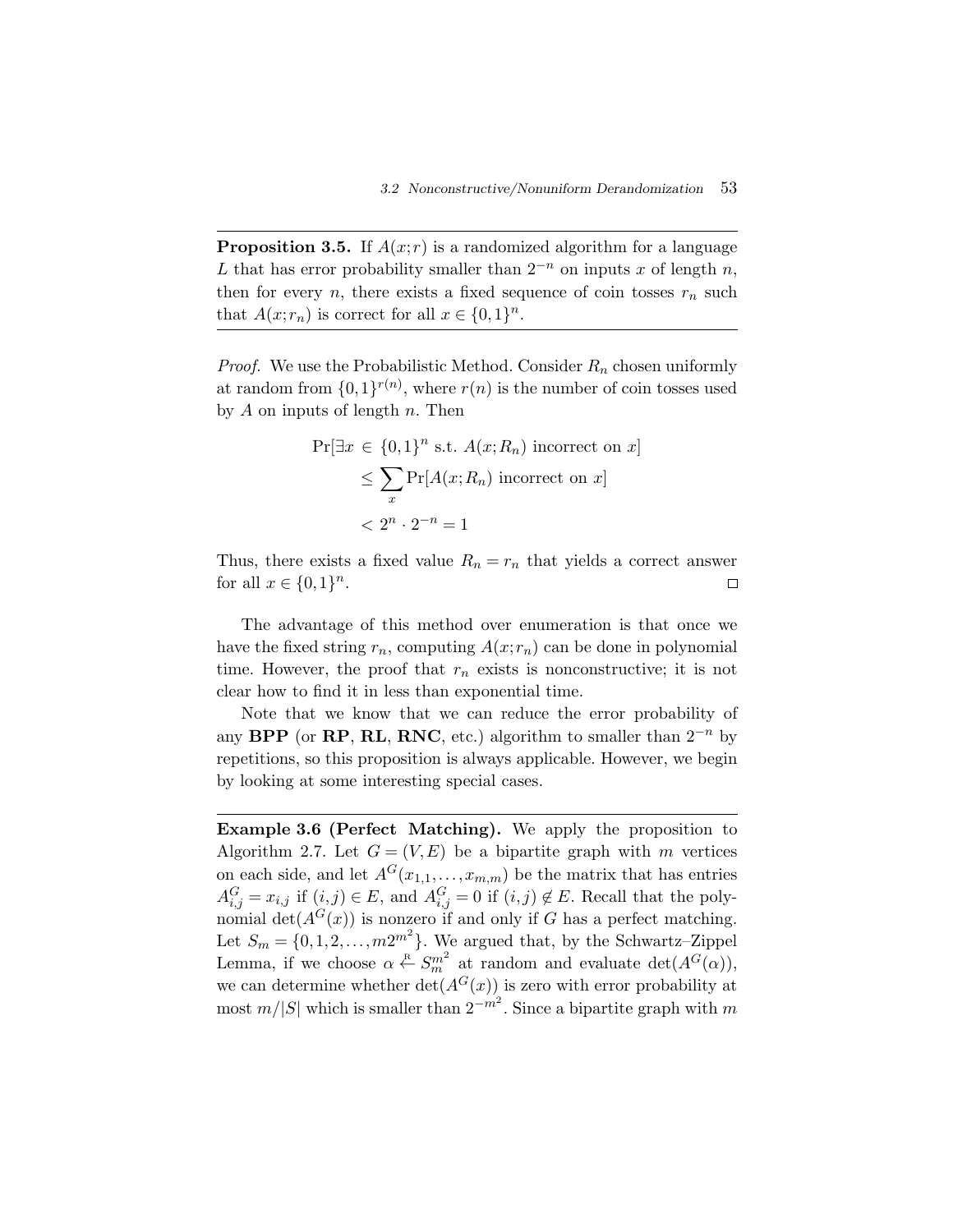**Proposition 3.5.** If $A(x;r)$ is a randomized algorithm for a language $L$ that has error probability smaller than $2^{-n}$ on inputs $x$ of length $n$, then for every $n$, there exists a fixed sequence of coin tosses $r_n$ such that $A(x;r_n)$ is correct for all $x \in \{0,1\}^n$.

*Proof.* We use the Probabilistic Method. Consider $R_n$ chosen uniformly at random from $\{0,1\}^{r(n)}$, where $r(n)$ is the number of coin tosses used by $A$ on inputs of length $n$. Then

$$\begin{aligned}
\Pr[\exists x \in \{0,1\}^n \text{ s.t. } A(x;R_n) \text{ incorrect on } x] \\
&\leq \sum_x \Pr[A(x;R_n) \text{ incorrect on } x] \\
&< 2^n \cdot 2^{-n} = 1
\end{aligned}$$

Thus, there exists a fixed value $R_n = r_n$ that yields a correct answer for all $x \in \{0,1\}^n$. □

The advantage of this method over enumeration is that once we have the fixed string $r_n$, computing $A(x;r_n)$ can be done in polynomial time. However, the proof that $r_n$ exists is nonconstructive; it is not clear how to find it in less than exponential time.

Note that we know that we can reduce the error probability of any **BPP** (or **RP**, **RL**, **RNC**, etc.) algorithm to smaller than $2^{-n}$ by repetitions, so this proposition is always applicable. However, we begin by looking at some interesting special cases.

**Example 3.6 (Perfect Matching).** We apply the proposition to Algorithm 2.7. Let $G = (V,E)$ be a bipartite graph with $m$ vertices on each side, and let $A^G(x_{1,1},\ldots,x_{m,m})$ be the matrix that has entries $A^G_{i,j} = x_{i,j}$ if $(i,j) \in E$, and $A^G_{i,j} = 0$ if $(i,j) \notin E$. Recall that the polynomial $\det(A^G(x))$ is nonzero if and only if $G$ has a perfect matching. Let $S_m = \{0,1,2,\ldots,m2^{m^2}\}$. We argued that, by the Schwartz–Zippel Lemma, if we choose $\alpha \stackrel{R}{\leftarrow} S_m^{m^2}$ at random and evaluate $\det(A^G(\alpha))$, we can determine whether $\det(A^G(x))$ is zero with error probability at most $m/|S|$ which is smaller than $2^{-m^2}$. Since a bipartite graph with $m$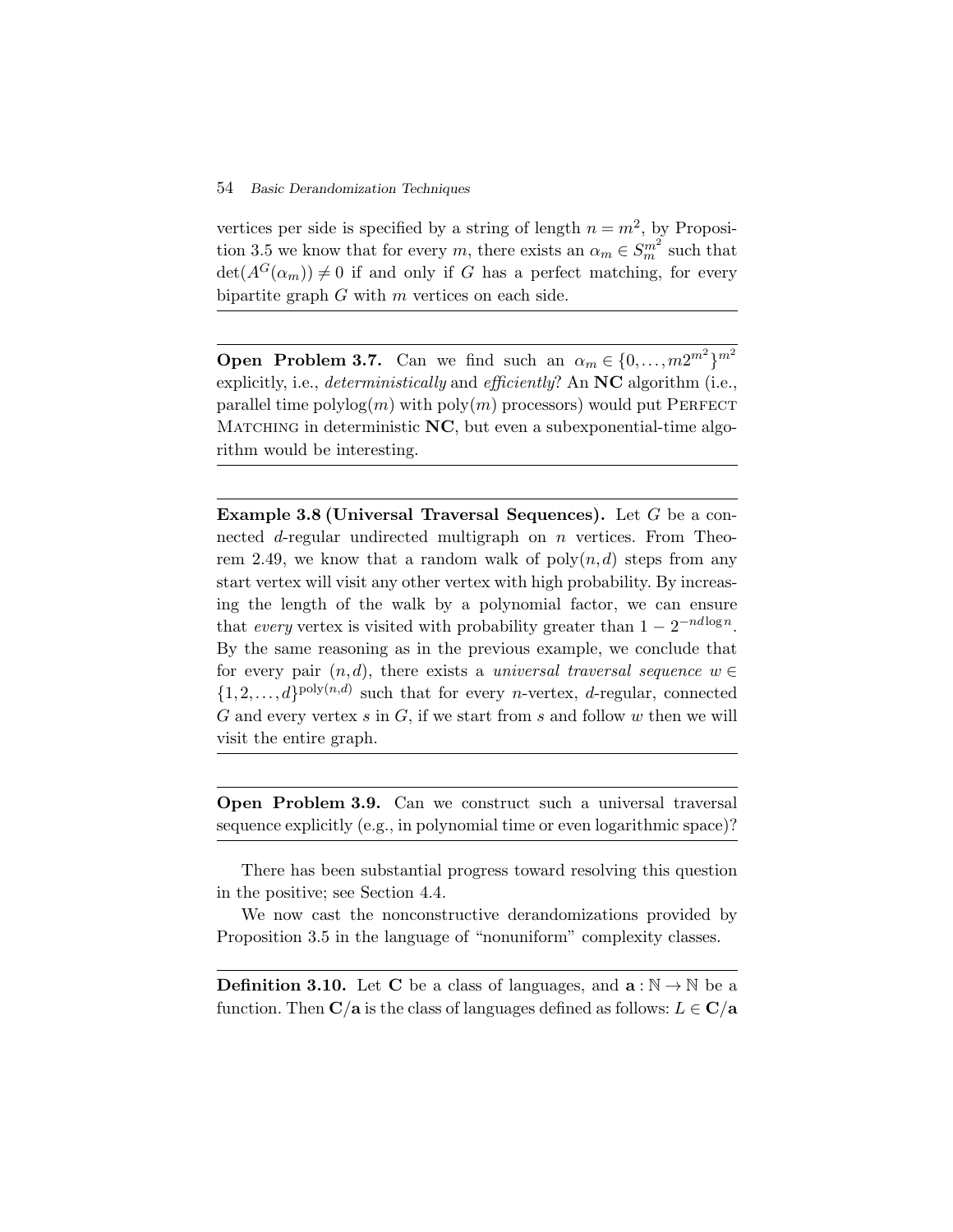vertices per side is specified by a string of length $n = m^2$, by Proposition 3.5 we know that for every $m$, there exists an $\alpha_m \in S_m^{m^2}$ such that $\det(A^G(\alpha_m)) \neq 0$ if and only if $G$ has a perfect matching, for every bipartite graph $G$ with $m$ vertices on each side.

---

**Open Problem 3.7.** Can we find such an $\alpha_m \in \{0, \ldots, m2^{m^2}\}^{m^2}$ explicitly, i.e., *deterministically* and *efficiently*? An **NC** algorithm (i.e., parallel time polylog$(m)$ with poly$(m)$ processors) would put Perfect Matching in deterministic **NC**, but even a subexponential-time algorithm would be interesting.

---

**Example 3.8 (Universal Traversal Sequences).** Let $G$ be a connected $d$-regular undirected multigraph on $n$ vertices. From Theorem 2.49, we know that a random walk of poly$(n,d)$ steps from any start vertex will visit any other vertex with high probability. By increasing the length of the walk by a polynomial factor, we can ensure that *every* vertex is visited with probability greater than $1 - 2^{-nd\log n}$. By the same reasoning as in the previous example, we conclude that for every pair $(n,d)$, there exists a *universal traversal sequence* $w \in \{1, 2, \ldots, d\}^{\text{poly}(n,d)}$ such that for every $n$-vertex, $d$-regular, connected $G$ and every vertex $s$ in $G$, if we start from $s$ and follow $w$ then we will visit the entire graph.

---

**Open Problem 3.9.** Can we construct such a universal traversal sequence explicitly (e.g., in polynomial time or even logarithmic space)?

---

There has been substantial progress toward resolving this question in the positive; see Section 4.4.

We now cast the nonconstructive derandomizations provided by Proposition 3.5 in the language of "nonuniform" complexity classes.

---

**Definition 3.10.** Let $\mathbf{C}$ be a class of languages, and $\mathbf{a} : \mathbb{N} \to \mathbb{N}$ be a function. Then $\mathbf{C}/\mathbf{a}$ is the class of languages defined as follows: $L \in \mathbf{C}/\mathbf{a}$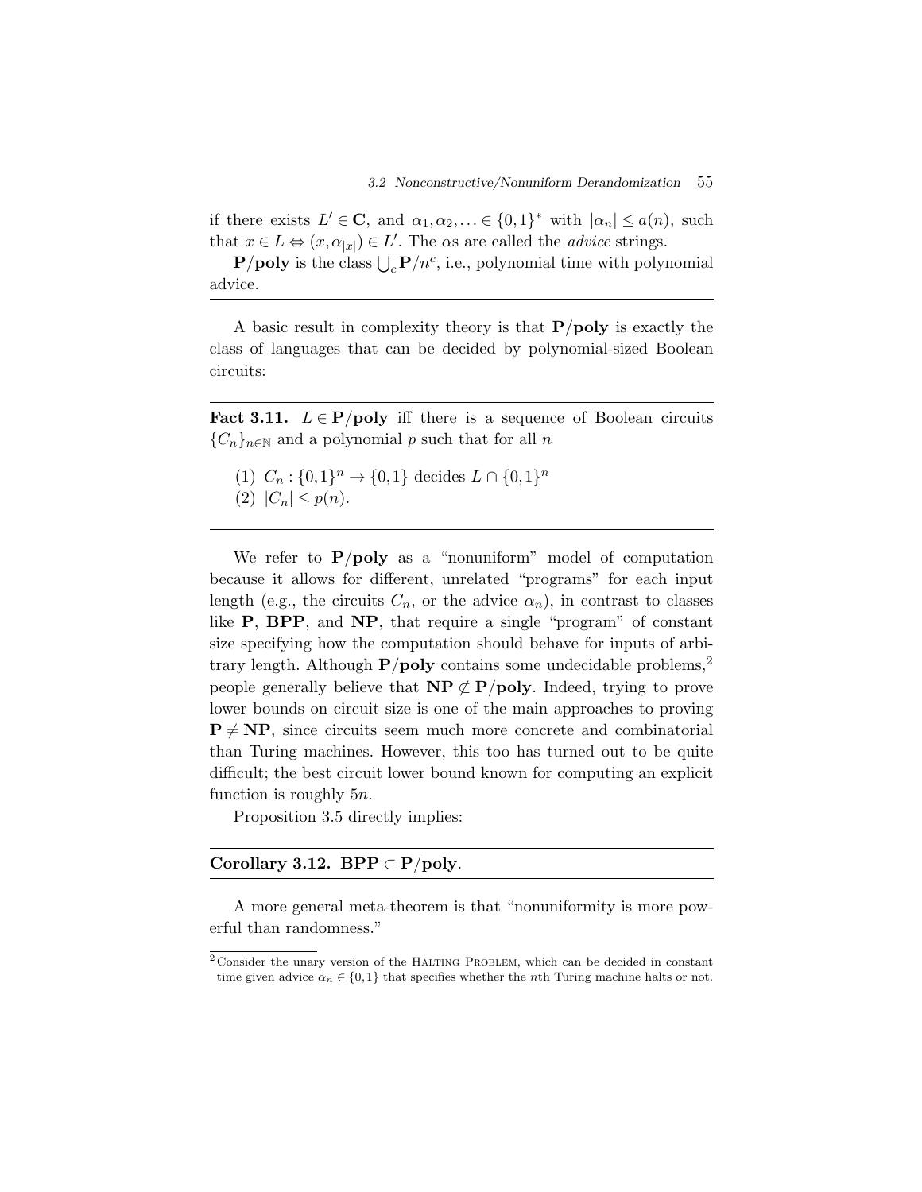if there exists $L' \in \mathbf{C}$, and $\alpha_1, \alpha_2, \ldots \in \{0,1\}^*$ with $|\alpha_n| \leq a(n)$, such that $x \in L \Leftrightarrow (x, \alpha_{|x|}) \in L'$. The $\alpha$s are called the *advice* strings.

$\mathbf{P/poly}$ is the class $\bigcup_c \mathbf{P}/n^c$, i.e., polynomial time with polynomial advice.

---

A basic result in complexity theory is that $\mathbf{P/poly}$ is exactly the class of languages that can be decided by polynomial-sized Boolean circuits:

---

**Fact 3.11.** $L \in \mathbf{P/poly}$ iff there is a sequence of Boolean circuits $\{C_n\}_{n \in \mathbb{N}}$ and a polynomial $p$ such that for all $n$

(1) $C_n : \{0,1\}^n \to \{0,1\}$ decides $L \cap \{0,1\}^n$
(2) $|C_n| \leq p(n)$.

---

We refer to $\mathbf{P/poly}$ as a "nonuniform" model of computation because it allows for different, unrelated "programs" for each input length (e.g., the circuits $C_n$, or the advice $\alpha_n$), in contrast to classes like $\mathbf{P}$, $\mathbf{BPP}$, and $\mathbf{NP}$, that require a single "program" of constant size specifying how the computation should behave for inputs of arbitrary length. Although $\mathbf{P/poly}$ contains some undecidable problems,[2] people generally believe that $\mathbf{NP} \not\subset \mathbf{P/poly}$. Indeed, trying to prove lower bounds on circuit size is one of the main approaches to proving $\mathbf{P} \neq \mathbf{NP}$, since circuits seem much more concrete and combinatorial than Turing machines. However, this too has turned out to be quite difficult; the best circuit lower bound known for computing an explicit function is roughly $5n$.

Proposition 3.5 directly implies:

---

**Corollary 3.12.** $\mathbf{BPP} \subset \mathbf{P/poly}$.

---

A more general meta-theorem is that "nonuniformity is more powerful than randomness."

[2] Consider the unary version of the Halting Problem, which can be decided in constant time given advice $\alpha_n \in \{0,1\}$ that specifies whether the $n$th Turing machine halts or not.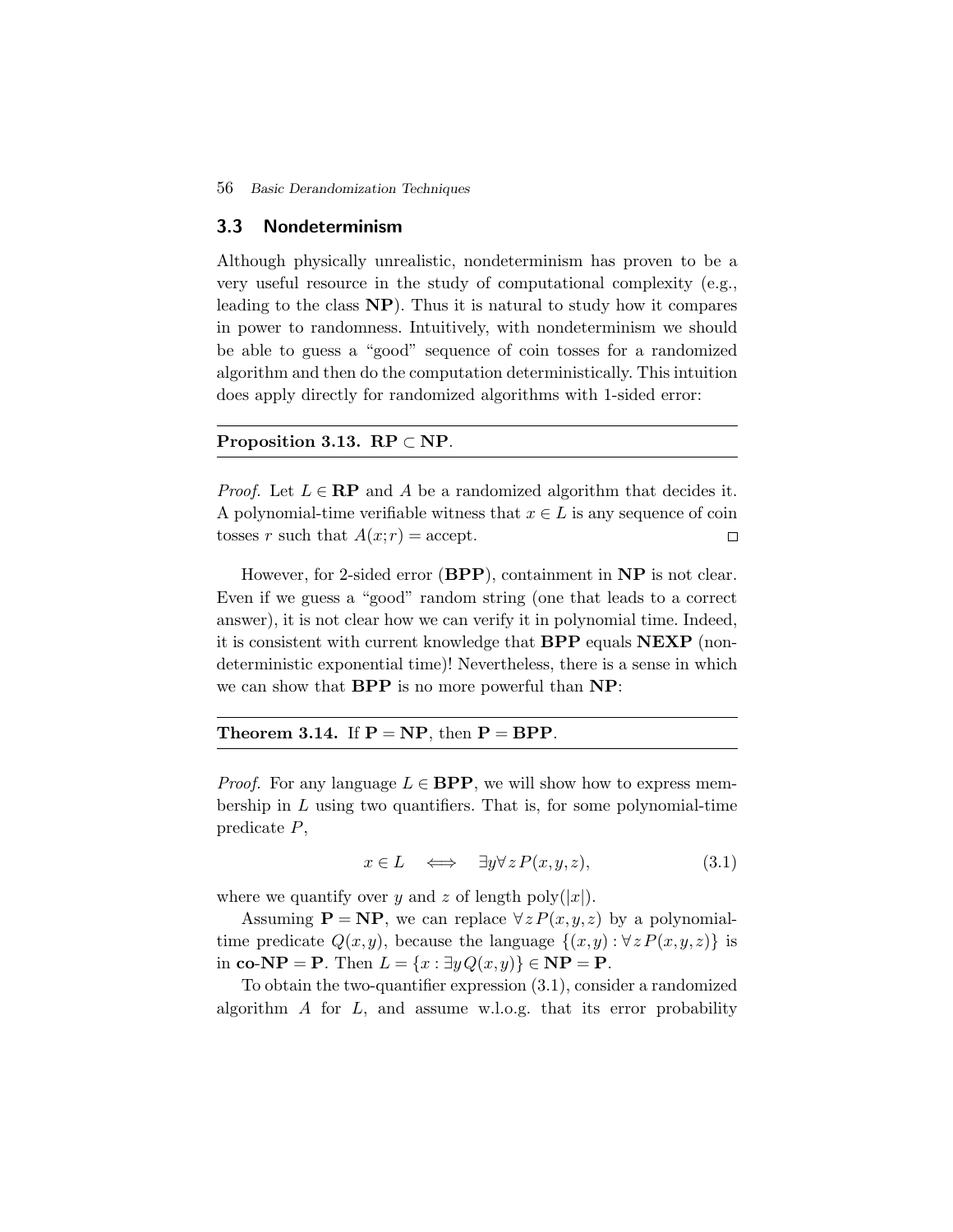## 3.3 Nondeterminism

Although physically unrealistic, nondeterminism has proven to be a very useful resource in the study of computational complexity (e.g., leading to the class **NP**). Thus it is natural to study how it compares in power to randomness. Intuitively, with nondeterminism we should be able to guess a "good" sequence of coin tosses for a randomized algorithm and then do the computation deterministically. This intuition does apply directly for randomized algorithms with 1-sided error:

**Proposition 3.13.** $\mathbf{RP} \subset \mathbf{NP}$.

*Proof.* Let $L \in \mathbf{RP}$ and $A$ be a randomized algorithm that decides it. A polynomial-time verifiable witness that $x \in L$ is any sequence of coin tosses $r$ such that $A(x;r) = \text{accept}$. □

However, for 2-sided error (**BPP**), containment in **NP** is not clear. Even if we guess a "good" random string (one that leads to a correct answer), it is not clear how we can verify it in polynomial time. Indeed, it is consistent with current knowledge that **BPP** equals **NEXP** (nondeterministic exponential time)! Nevertheless, there is a sense in which we can show that **BPP** is no more powerful than **NP**:

**Theorem 3.14.** If $\mathbf{P} = \mathbf{NP}$, then $\mathbf{P} = \mathbf{BPP}$.

*Proof.* For any language $L \in \mathbf{BPP}$, we will show how to express membership in $L$ using two quantifiers. That is, for some polynomial-time predicate $P$,

$$x \in L \iff \exists y \forall z \, P(x,y,z), \tag{3.1}$$

where we quantify over $y$ and $z$ of length $\mathrm{poly}(|x|)$.

Assuming $\mathbf{P} = \mathbf{NP}$, we can replace $\forall z \, P(x,y,z)$ by a polynomial-time predicate $Q(x,y)$, because the language $\{(x,y) : \forall z \, P(x,y,z)\}$ is in $\mathbf{co\text{-}NP} = \mathbf{P}$. Then $L = \{x : \exists y \, Q(x,y)\} \in \mathbf{NP} = \mathbf{P}$.

To obtain the two-quantifier expression (3.1), consider a randomized algorithm $A$ for $L$, and assume w.l.o.g. that its error probability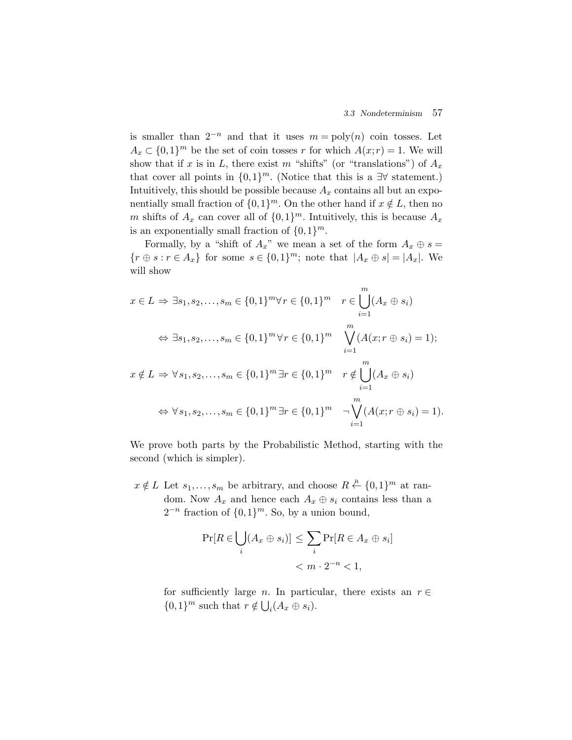is smaller than $2^{-n}$ and that it uses $m = \mathrm{poly}(n)$ coin tosses. Let $A_x \subset \{0,1\}^m$ be the set of coin tosses $r$ for which $A(x;r) = 1$. We will show that if $x$ is in $L$, there exist $m$ "shifts" (or "translations") of $A_x$ that cover all points in $\{0,1\}^m$. (Notice that this is a $\exists\forall$ statement.) Intuitively, this should be possible because $A_x$ contains all but an exponentially small fraction of $\{0,1\}^m$. On the other hand if $x \notin L$, then no $m$ shifts of $A_x$ can cover all of $\{0,1\}^m$. Intuitively, this is because $A_x$ is an exponentially small fraction of $\{0,1\}^m$.

Formally, by a "shift of $A_x$" we mean a set of the form $A_x \oplus s = \{r \oplus s : r \in A_x\}$ for some $s \in \{0,1\}^m$; note that $|A_x \oplus s| = |A_x|$. We will show

$$
\begin{aligned}
x \in L &\Rightarrow \exists s_1, s_2, \ldots, s_m \in \{0,1\}^m \forall r \in \{0,1\}^m \quad r \in \bigcup_{i=1}^{m} (A_x \oplus s_i) \\
&\Leftrightarrow \exists s_1, s_2, \ldots, s_m \in \{0,1\}^m \forall r \in \{0,1\}^m \quad \bigvee_{i=1}^{m} (A(x; r \oplus s_i) = 1); \\
x \notin L &\Rightarrow \forall s_1, s_2, \ldots, s_m \in \{0,1\}^m \exists r \in \{0,1\}^m \quad r \notin \bigcup_{i=1}^{m} (A_x \oplus s_i) \\
&\Leftrightarrow \forall s_1, s_2, \ldots, s_m \in \{0,1\}^m \exists r \in \{0,1\}^m \quad \neg \bigvee_{i=1}^{m} (A(x; r \oplus s_i) = 1).
\end{aligned}
$$

We prove both parts by the Probabilistic Method, starting with the second (which is simpler).

$x \notin L$ Let $s_1, \ldots, s_m$ be arbitrary, and choose $R \xleftarrow{\text{R}} \{0,1\}^m$ at random. Now $A_x$ and hence each $A_x \oplus s_i$ contains less than a $2^{-n}$ fraction of $\{0,1\}^m$. So, by a union bound,

$$
\begin{aligned}
\Pr[R \in \bigcup_i (A_x \oplus s_i)] &\leq \sum_i \Pr[R \in A_x \oplus s_i] \\
&< m \cdot 2^{-n} < 1,
\end{aligned}
$$

for sufficiently large $n$. In particular, there exists an $r \in \{0,1\}^m$ such that $r \notin \bigcup_i (A_x \oplus s_i)$.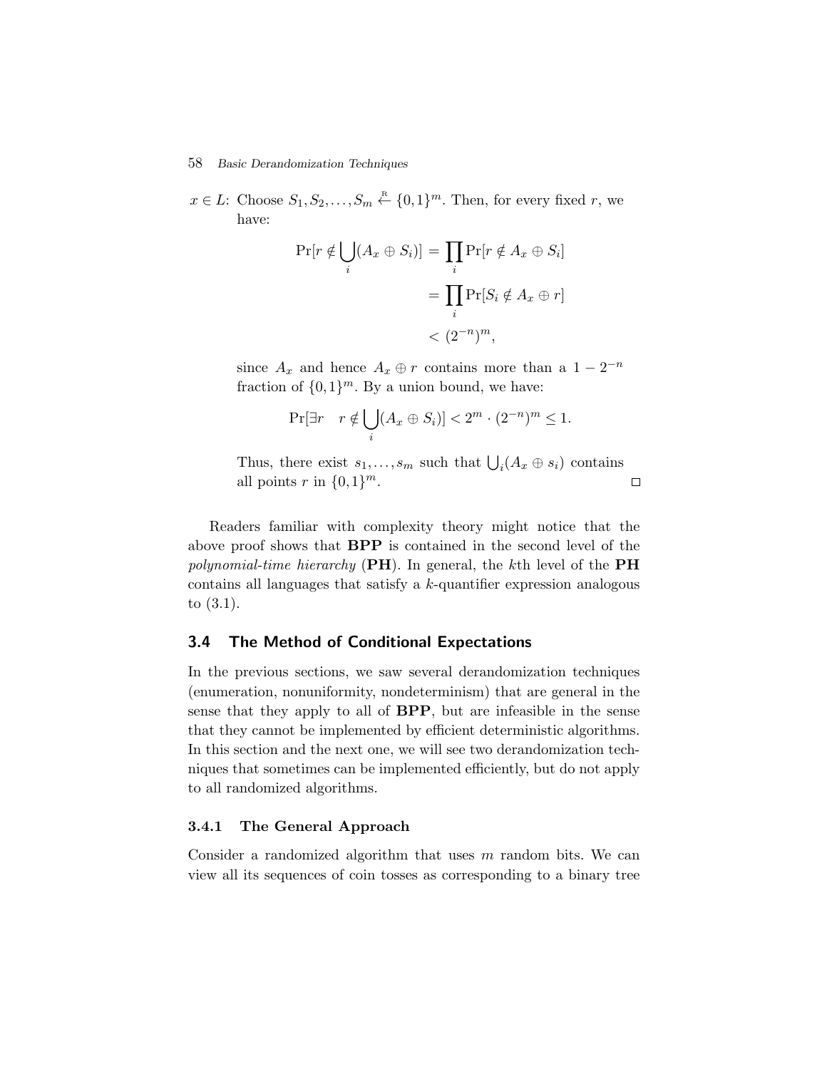$x \in L$: Choose $S_1, S_2, \ldots, S_m \overset{\text{R}}{\leftarrow} \{0,1\}^m$. Then, for every fixed $r$, we have:

$$
\begin{aligned}
\Pr[r \notin \bigcup_i (A_x \oplus S_i)] &= \prod_i \Pr[r \notin A_x \oplus S_i] \\
&= \prod_i \Pr[S_i \notin A_x \oplus r] \\
&< (2^{-n})^m,
\end{aligned}
$$

since $A_x$ and hence $A_x \oplus r$ contains more than a $1 - 2^{-n}$ fraction of $\{0,1\}^m$. By a union bound, we have:

$$
\Pr[\exists r \quad r \notin \bigcup_i (A_x \oplus S_i)] < 2^m \cdot (2^{-n})^m \le 1.
$$

Thus, there exist $s_1, \ldots, s_m$ such that $\bigcup_i (A_x \oplus s_i)$ contains all points $r$ in $\{0,1\}^m$. □

Readers familiar with complexity theory might notice that the above proof shows that **BPP** is contained in the second level of the *polynomial-time hierarchy* (**PH**). In general, the $k$th level of the **PH** contains all languages that satisfy a $k$-quantifier expression analogous to (3.1).

## 3.4 The Method of Conditional Expectations

In the previous sections, we saw several derandomization techniques (enumeration, nonuniformity, nondeterminism) that are general in the sense that they apply to all of **BPP**, but are infeasible in the sense that they cannot be implemented by efficient deterministic algorithms. In this section and the next one, we will see two derandomization techniques that sometimes can be implemented efficiently, but do not apply to all randomized algorithms.

### 3.4.1 The General Approach

Consider a randomized algorithm that uses $m$ random bits. We can view all its sequences of coin tosses as corresponding to a binary tree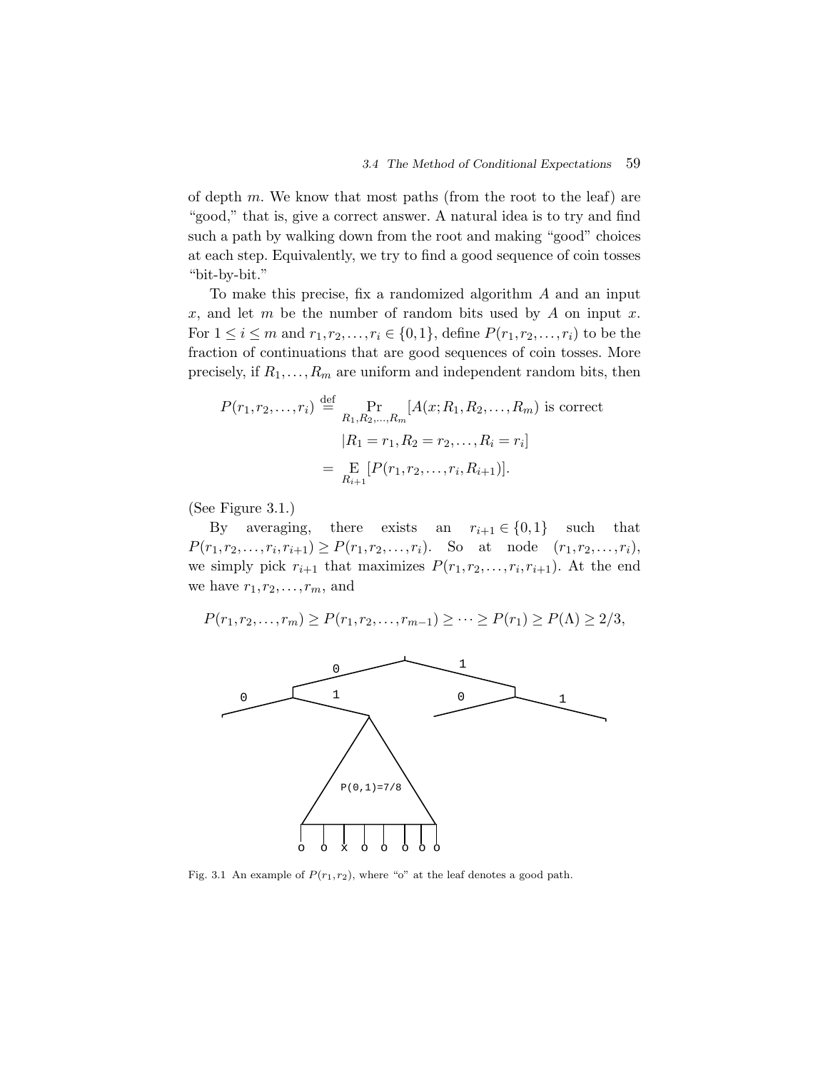of depth $m$. We know that most paths (from the root to the leaf) are "good," that is, give a correct answer. A natural idea is to try and find such a path by walking down from the root and making "good" choices at each step. Equivalently, we try to find a good sequence of coin tosses "bit-by-bit."

To make this precise, fix a randomized algorithm $A$ and an input $x$, and let $m$ be the number of random bits used by $A$ on input $x$. For $1 \leq i \leq m$ and $r_1, r_2, \ldots, r_i \in \{0,1\}$, define $P(r_1, r_2, \ldots, r_i)$ to be the fraction of continuations that are good sequences of coin tosses. More precisely, if $R_1, \ldots, R_m$ are uniform and independent random bits, then

$$
\begin{aligned}
P(r_1, r_2, \ldots, r_i) &\stackrel{\text{def}}{=} \Pr_{R_1, R_2, \ldots, R_m}[A(x; R_1, R_2, \ldots, R_m) \text{ is correct} \\
&\qquad |R_1 = r_1, R_2 = r_2, \ldots, R_i = r_i] \\
&= \mathop{\mathrm{E}}_{R_{i+1}}[P(r_1, r_2, \ldots, r_i, R_{i+1})].
\end{aligned}
$$

(See Figure 3.1.)

By averaging, there exists an $r_{i+1} \in \{0,1\}$ such that $P(r_1, r_2, \ldots, r_i, r_{i+1}) \geq P(r_1, r_2, \ldots, r_i)$. So at node $(r_1, r_2, \ldots, r_i)$, we simply pick $r_{i+1}$ that maximizes $P(r_1, r_2, \ldots, r_i, r_{i+1})$. At the end we have $r_1, r_2, \ldots, r_m$, and

$$
P(r_1, r_2, \ldots, r_m) \geq P(r_1, r_2, \ldots, r_{m-1}) \geq \cdots \geq P(r_1) \geq P(\Lambda) \geq 2/3,
$$

Fig. 3.1 An example of $P(r_1, r_2)$, where "o" at the leaf denotes a good path.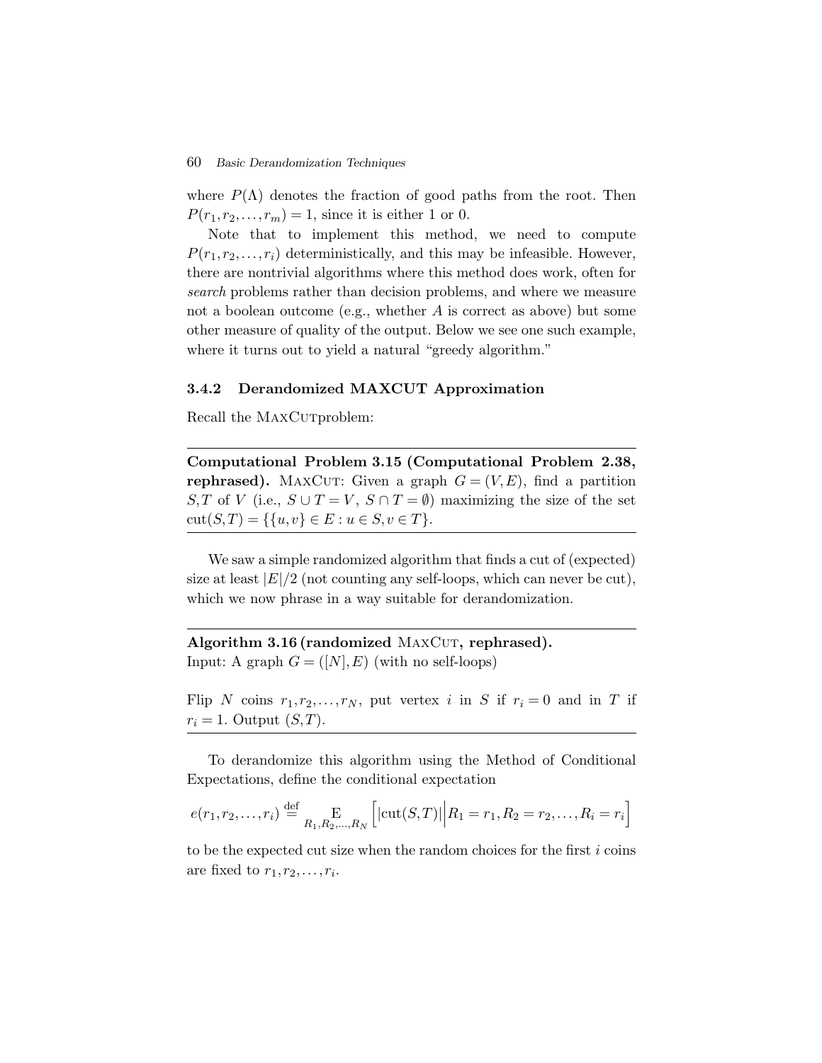where $P(\Lambda)$ denotes the fraction of good paths from the root. Then $P(r_1, r_2, \ldots, r_m) = 1$, since it is either 1 or 0.

Note that to implement this method, we need to compute $P(r_1, r_2, \ldots, r_i)$ deterministically, and this may be infeasible. However, there are nontrivial algorithms where this method does work, often for *search* problems rather than decision problems, and where we measure not a boolean outcome (e.g., whether $A$ is correct as above) but some other measure of quality of the output. Below we see one such example, where it turns out to yield a natural "greedy algorithm."

### 3.4.2 Derandomized MAXCUT Approximation

Recall the MaxCutproblem:

---

**Computational Problem 3.15 (Computational Problem 2.38, rephrased).** MaxCut: Given a graph $G = (V, E)$, find a partition $S, T$ of $V$ (i.e., $S \cup T = V$, $S \cap T = \emptyset$) maximizing the size of the set $\text{cut}(S, T) = \{\{u, v\} \in E : u \in S, v \in T\}$.

---

We saw a simple randomized algorithm that finds a cut of (expected) size at least $|E|/2$ (not counting any self-loops, which can never be cut), which we now phrase in a way suitable for derandomization.

---

**Algorithm 3.16 (randomized MaxCut, rephrased).**
Input: A graph $G = ([N], E)$ (with no self-loops)

Flip $N$ coins $r_1, r_2, \ldots, r_N$, put vertex $i$ in $S$ if $r_i = 0$ and in $T$ if $r_i = 1$. Output $(S, T)$.

---

To derandomize this algorithm using the Method of Conditional Expectations, define the conditional expectation

$$e(r_1, r_2, \ldots, r_i) \stackrel{\text{def}}{=} \mathop{\mathrm{E}}_{R_1, R_2, \ldots, R_N}\left[|\text{cut}(S, T)| \,\Big|\, R_1 = r_1, R_2 = r_2, \ldots, R_i = r_i\right]$$

to be the expected cut size when the random choices for the first $i$ coins are fixed to $r_1, r_2, \ldots, r_i$.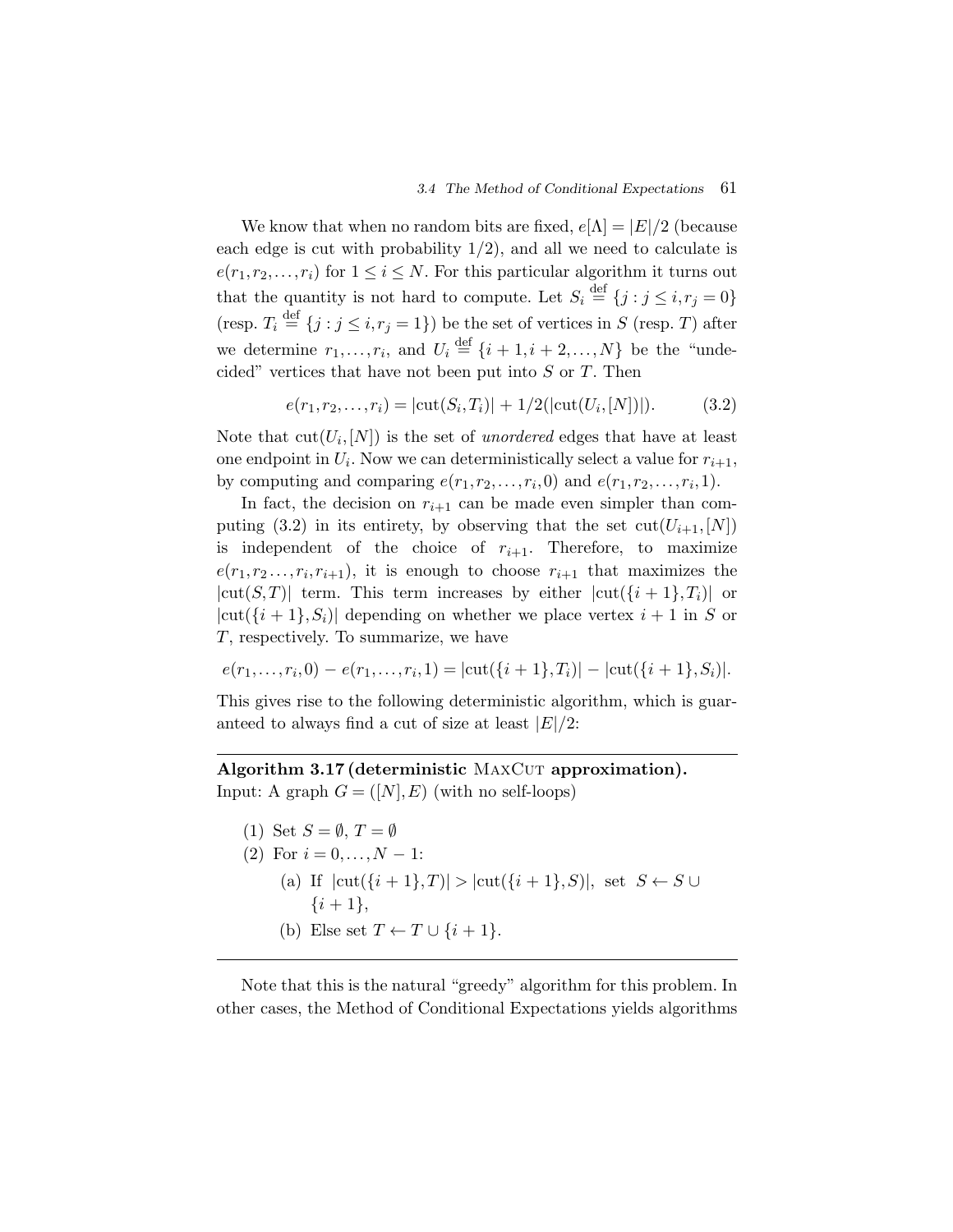We know that when no random bits are fixed, $e[\Lambda] = |E|/2$ (because each edge is cut with probability $1/2$), and all we need to calculate is $e(r_1, r_2, \ldots, r_i)$ for $1 \leq i \leq N$. For this particular algorithm it turns out that the quantity is not hard to compute. Let $S_i \stackrel{\text{def}}{=} \{j : j \leq i, r_j = 0\}$ (resp. $T_i \stackrel{\text{def}}{=} \{j : j \leq i, r_j = 1\}$) be the set of vertices in $S$ (resp. $T$) after we determine $r_1, \ldots, r_i$, and $U_i \stackrel{\text{def}}{=} \{i+1, i+2, \ldots, N\}$ be the "undecided" vertices that have not been put into $S$ or $T$. Then

$$e(r_1, r_2, \ldots, r_i) = |\text{cut}(S_i, T_i)| + 1/2(|\text{cut}(U_i, [N])|). \tag{3.2}$$

Note that $\text{cut}(U_i, [N])$ is the set of *unordered* edges that have at least one endpoint in $U_i$. Now we can deterministically select a value for $r_{i+1}$, by computing and comparing $e(r_1, r_2, \ldots, r_i, 0)$ and $e(r_1, r_2, \ldots, r_i, 1)$.

In fact, the decision on $r_{i+1}$ can be made even simpler than computing (3.2) in its entirety, by observing that the set $\text{cut}(U_{i+1}, [N])$ is independent of the choice of $r_{i+1}$. Therefore, to maximize $e(r_1, r_2 \ldots, r_i, r_{i+1})$, it is enough to choose $r_{i+1}$ that maximizes the $|\text{cut}(S, T)|$ term. This term increases by either $|\text{cut}(\{i+1\}, T_i)|$ or $|\text{cut}(\{i+1\}, S_i)|$ depending on whether we place vertex $i+1$ in $S$ or $T$, respectively. To summarize, we have

$$e(r_1, \ldots, r_i, 0) - e(r_1, \ldots, r_i, 1) = |\text{cut}(\{i+1\}, T_i)| - |\text{cut}(\{i+1\}, S_i)|.$$

This gives rise to the following deterministic algorithm, which is guaranteed to always find a cut of size at least $|E|/2$:

---

**Algorithm 3.17 (deterministic MaxCut approximation).**
Input: A graph $G = ([N], E)$ (with no self-loops)

1. Set $S = \emptyset$, $T = \emptyset$
2. For $i = 0, \ldots, N-1$:
   - (a) If $|\text{cut}(\{i+1\}, T)| > |\text{cut}(\{i+1\}, S)|$, set $S \leftarrow S \cup \{i+1\}$,
   - (b) Else set $T \leftarrow T \cup \{i+1\}$.

---

Note that this is the natural "greedy" algorithm for this problem. In other cases, the Method of Conditional Expectations yields algorithms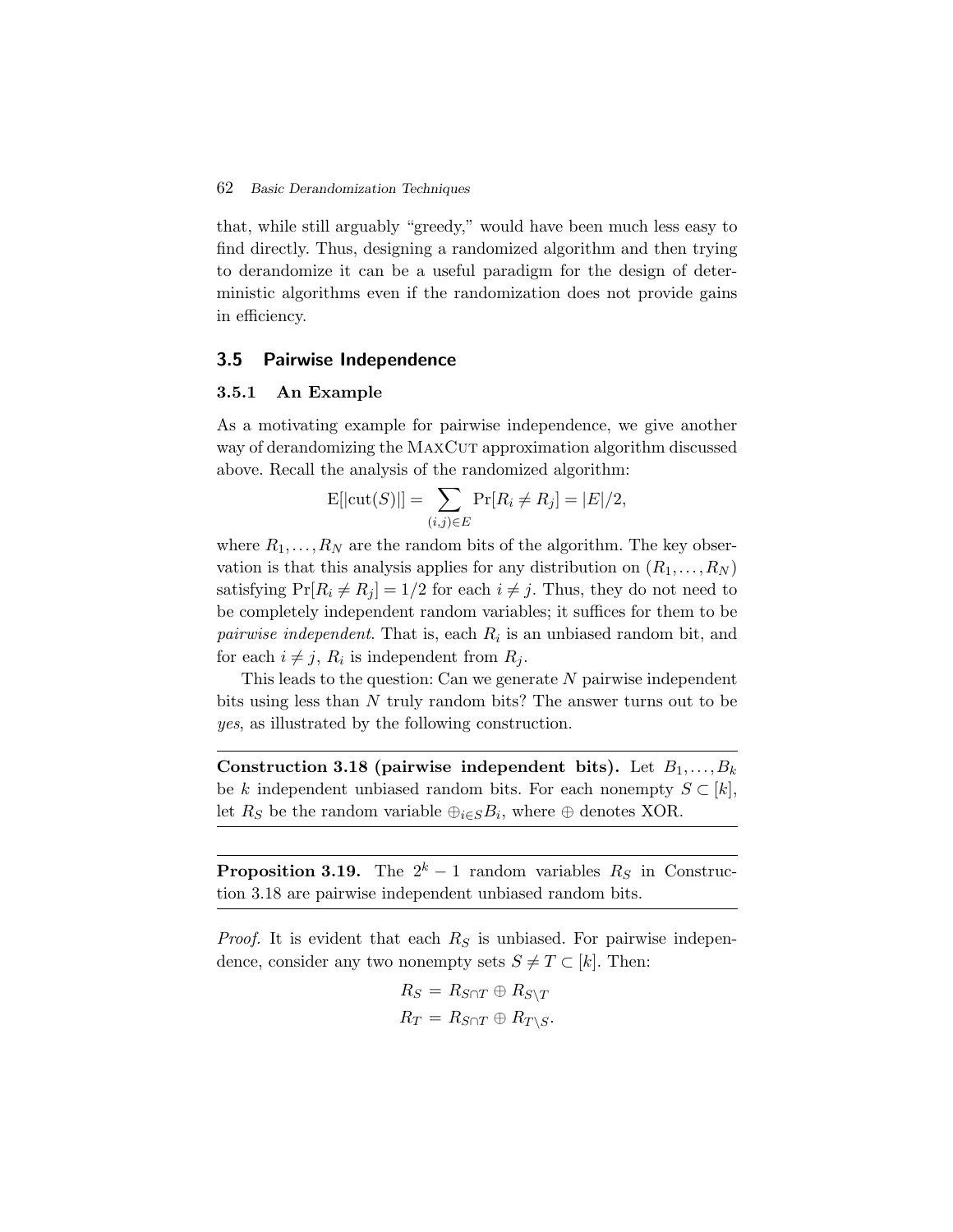that, while still arguably "greedy," would have been much less easy to find directly. Thus, designing a randomized algorithm and then trying to derandomize it can be a useful paradigm for the design of deterministic algorithms even if the randomization does not provide gains in efficiency.

## 3.5 Pairwise Independence

### 3.5.1 An Example

As a motivating example for pairwise independence, we give another way of derandomizing the MaxCut approximation algorithm discussed above. Recall the analysis of the randomized algorithm:

$$\mathrm{E}[|\mathrm{cut}(S)|] = \sum_{(i,j)\in E} \Pr[R_i \neq R_j] = |E|/2,$$

where $R_1, \ldots, R_N$ are the random bits of the algorithm. The key observation is that this analysis applies for any distribution on $(R_1, \ldots, R_N)$ satisfying $\Pr[R_i \neq R_j] = 1/2$ for each $i \neq j$. Thus, they do not need to be completely independent random variables; it suffices for them to be *pairwise independent*. That is, each $R_i$ is an unbiased random bit, and for each $i \neq j$, $R_i$ is independent from $R_j$.

This leads to the question: Can we generate $N$ pairwise independent bits using less than $N$ truly random bits? The answer turns out to be *yes*, as illustrated by the following construction.

---

**Construction 3.18 (pairwise independent bits).** Let $B_1, \ldots, B_k$ be $k$ independent unbiased random bits. For each nonempty $S \subset [k]$, let $R_S$ be the random variable $\oplus_{i\in S} B_i$, where $\oplus$ denotes XOR.

---

**Proposition 3.19.** The $2^k - 1$ random variables $R_S$ in Construction 3.18 are pairwise independent unbiased random bits.

---

*Proof.* It is evident that each $R_S$ is unbiased. For pairwise independence, consider any two nonempty sets $S \neq T \subset [k]$. Then:

$$R_S = R_{S\cap T} \oplus R_{S\setminus T}$$
$$R_T = R_{S\cap T} \oplus R_{T\setminus S}.$$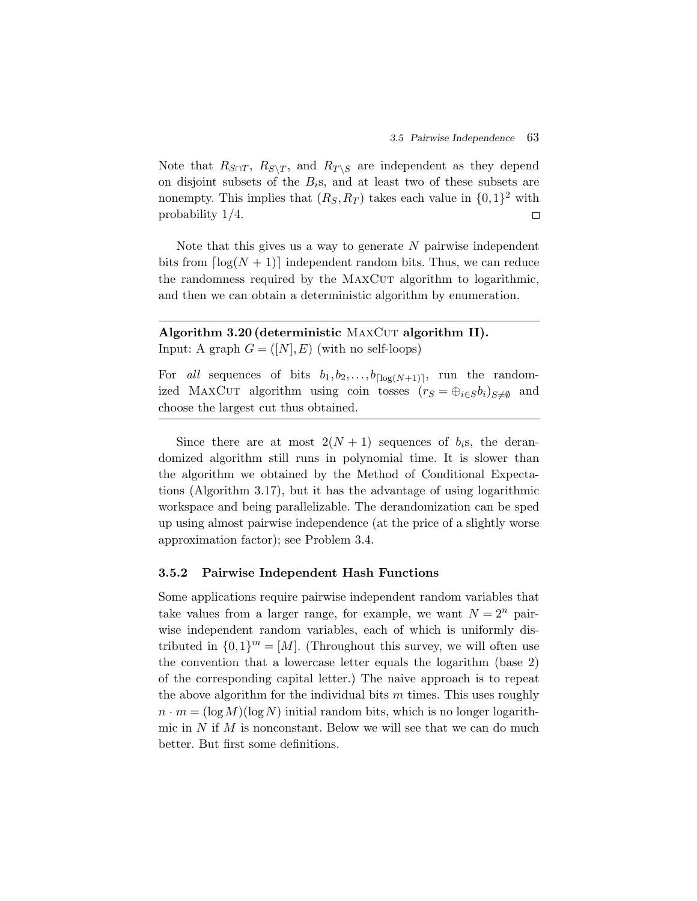Note that $R_{S \cap T}$, $R_{S \setminus T}$, and $R_{T \setminus S}$ are independent as they depend on disjoint subsets of the $B_i$s, and at least two of these subsets are nonempty. This implies that $(R_S, R_T)$ takes each value in $\{0,1\}^2$ with probability 1/4. □

Note that this gives us a way to generate $N$ pairwise independent bits from $\lceil \log(N+1) \rceil$ independent random bits. Thus, we can reduce the randomness required by the MaxCut algorithm to logarithmic, and then we can obtain a deterministic algorithm by enumeration.

---

**Algorithm 3.20 (deterministic MaxCut algorithm II).**
Input: A graph $G = ([N], E)$ (with no self-loops)

For *all* sequences of bits $b_1, b_2, \ldots, b_{\lceil \log(N+1) \rceil}$, run the randomized MaxCut algorithm using coin tosses $(r_S = \oplus_{i \in S} b_i)_{S \neq \emptyset}$ and choose the largest cut thus obtained.

---

Since there are at most $2(N+1)$ sequences of $b_i$s, the derandomized algorithm still runs in polynomial time. It is slower than the algorithm we obtained by the Method of Conditional Expectations (Algorithm 3.17), but it has the advantage of using logarithmic workspace and being parallelizable. The derandomization can be sped up using almost pairwise independence (at the price of a slightly worse approximation factor); see Problem 3.4.

### 3.5.2 Pairwise Independent Hash Functions

Some applications require pairwise independent random variables that take values from a larger range, for example, we want $N = 2^n$ pairwise independent random variables, each of which is uniformly distributed in $\{0,1\}^m = [M]$. (Throughout this survey, we will often use the convention that a lowercase letter equals the logarithm (base 2) of the corresponding capital letter.) The naive approach is to repeat the above algorithm for the individual bits $m$ times. This uses roughly $n \cdot m = (\log M)(\log N)$ initial random bits, which is no longer logarithmic in $N$ if $M$ is nonconstant. Below we will see that we can do much better. But first some definitions.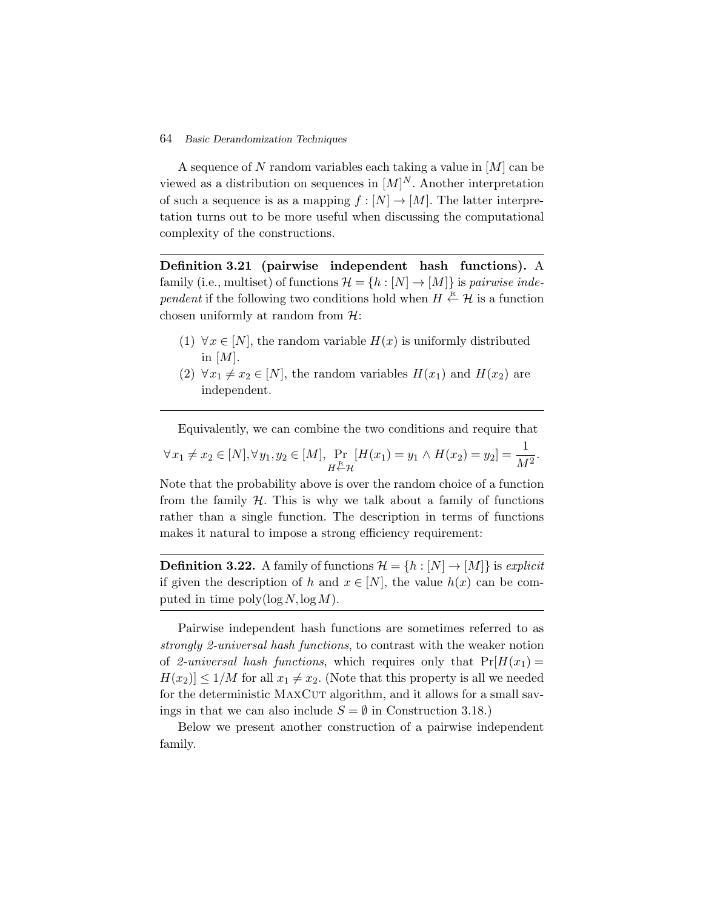A sequence of $N$ random variables each taking a value in $[M]$ can be viewed as a distribution on sequences in $[M]^N$. Another interpretation of such a sequence is as a mapping $f : [N] \to [M]$. The latter interpretation turns out to be more useful when discussing the computational complexity of the constructions.

---

**Definition 3.21 (pairwise independent hash functions).** A family (i.e., multiset) of functions $\mathcal{H} = \{h : [N] \to [M]\}$ is *pairwise independent* if the following two conditions hold when $H \stackrel{\text{R}}{\leftarrow} \mathcal{H}$ is a function chosen uniformly at random from $\mathcal{H}$:

(1) $\forall x \in [N]$, the random variable $H(x)$ is uniformly distributed in $[M]$.

(2) $\forall x_1 \neq x_2 \in [N]$, the random variables $H(x_1)$ and $H(x_2)$ are independent.

---

Equivalently, we can combine the two conditions and require that

$$\forall x_1 \neq x_2 \in [N], \forall y_1, y_2 \in [M], \Pr_{H \stackrel{\text{R}}{\leftarrow} \mathcal{H}}[H(x_1) = y_1 \wedge H(x_2) = y_2] = \frac{1}{M^2}.$$

Note that the probability above is over the random choice of a function from the family $\mathcal{H}$. This is why we talk about a family of functions rather than a single function. The description in terms of functions makes it natural to impose a strong efficiency requirement:

---

**Definition 3.22.** A family of functions $\mathcal{H} = \{h : [N] \to [M]\}$ is *explicit* if given the description of $h$ and $x \in [N]$, the value $h(x)$ can be computed in time $\text{poly}(\log N, \log M)$.

---

Pairwise independent hash functions are sometimes referred to as *strongly 2-universal hash functions*, to contrast with the weaker notion of *2-universal hash functions*, which requires only that $\Pr[H(x_1) = H(x_2)] \leq 1/M$ for all $x_1 \neq x_2$. (Note that this property is all we needed for the deterministic MaxCut algorithm, and it allows for a small savings in that we can also include $S = \emptyset$ in Construction 3.18.)

Below we present another construction of a pairwise independent family.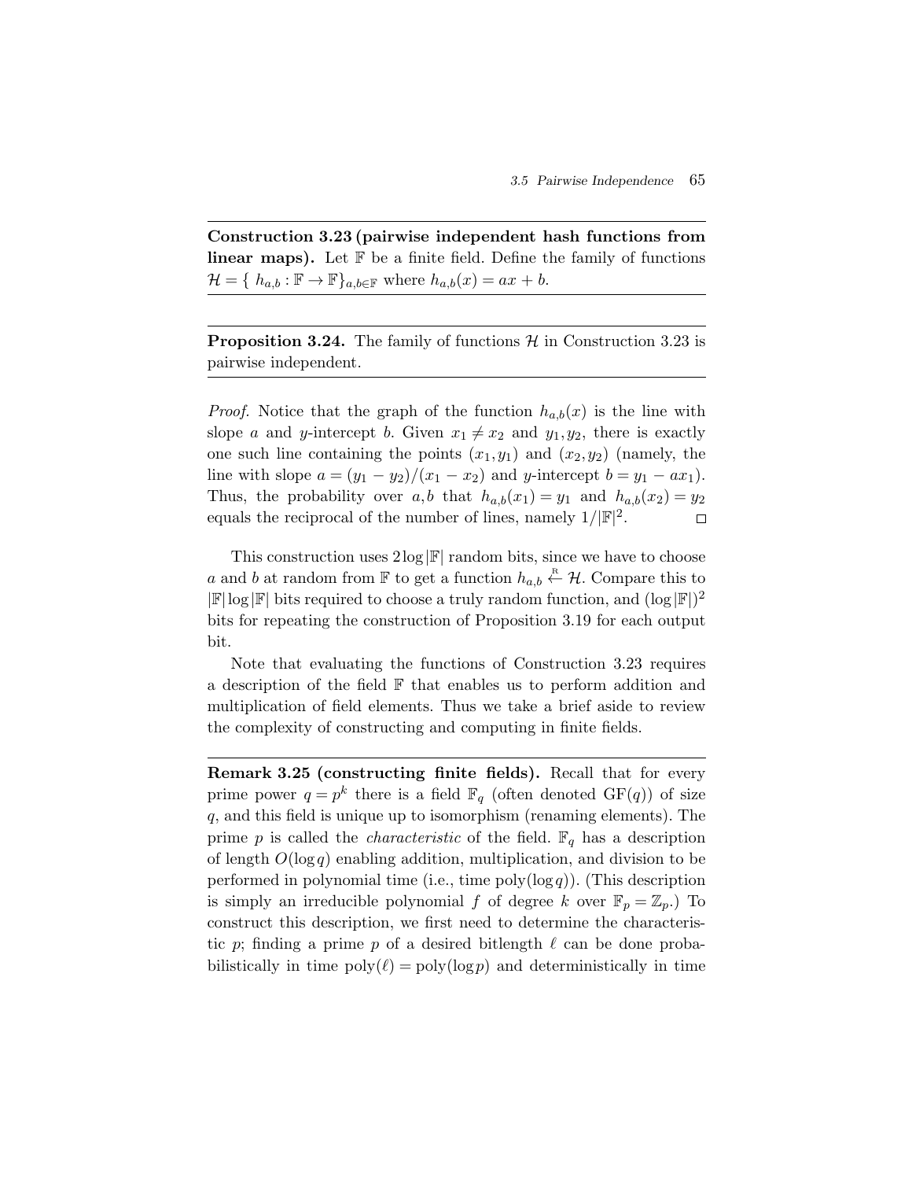**Construction 3.23 (pairwise independent hash functions from linear maps).** Let $\mathbb{F}$ be a finite field. Define the family of functions $\mathcal{H} = \{ h_{a,b} : \mathbb{F} \to \mathbb{F}\}_{a,b \in \mathbb{F}}$ where $h_{a,b}(x) = ax + b$.

**Proposition 3.24.** The family of functions $\mathcal{H}$ in Construction 3.23 is pairwise independent.

*Proof.* Notice that the graph of the function $h_{a,b}(x)$ is the line with slope $a$ and $y$-intercept $b$. Given $x_1 \neq x_2$ and $y_1, y_2$, there is exactly one such line containing the points $(x_1, y_1)$ and $(x_2, y_2)$ (namely, the line with slope $a = (y_1 - y_2)/(x_1 - x_2)$ and $y$-intercept $b = y_1 - ax_1$). Thus, the probability over $a, b$ that $h_{a,b}(x_1) = y_1$ and $h_{a,b}(x_2) = y_2$ equals the reciprocal of the number of lines, namely $1/|\mathbb{F}|^2$. $\square$

This construction uses $2\log|\mathbb{F}|$ random bits, since we have to choose $a$ and $b$ at random from $\mathbb{F}$ to get a function $h_{a,b} \stackrel{\text{R}}{\leftarrow} \mathcal{H}$. Compare this to $|\mathbb{F}|\log|\mathbb{F}|$ bits required to choose a truly random function, and $(\log|\mathbb{F}|)^2$ bits for repeating the construction of Proposition 3.19 for each output bit.

Note that evaluating the functions of Construction 3.23 requires a description of the field $\mathbb{F}$ that enables us to perform addition and multiplication of field elements. Thus we take a brief aside to review the complexity of constructing and computing in finite fields.

**Remark 3.25 (constructing finite fields).** Recall that for every prime power $q = p^k$ there is a field $\mathbb{F}_q$ (often denoted $\mathrm{GF}(q)$) of size $q$, and this field is unique up to isomorphism (renaming elements). The prime $p$ is called the *characteristic* of the field. $\mathbb{F}_q$ has a description of length $O(\log q)$ enabling addition, multiplication, and division to be performed in polynomial time (i.e., time $\mathrm{poly}(\log q)$). (This description is simply an irreducible polynomial $f$ of degree $k$ over $\mathbb{F}_p = \mathbb{Z}_p$.) To construct this description, we first need to determine the characteristic $p$; finding a prime $p$ of a desired bitlength $\ell$ can be done probabilistically in time $\mathrm{poly}(\ell) = \mathrm{poly}(\log p)$ and deterministically in time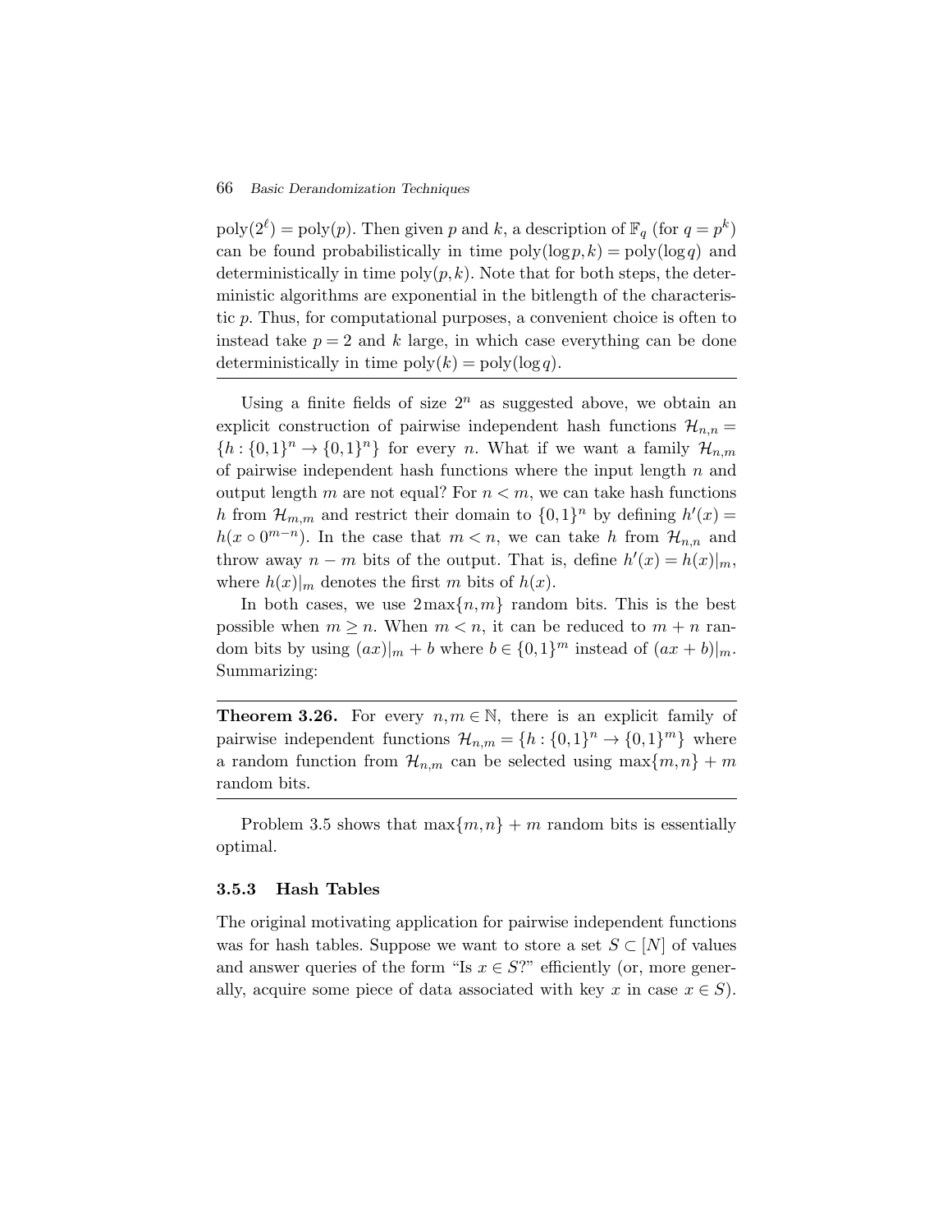$\text{poly}(2^\ell) = \text{poly}(p)$. Then given $p$ and $k$, a description of $\mathbb{F}_q$ (for $q = p^k$) can be found probabilistically in time $\text{poly}(\log p, k) = \text{poly}(\log q)$ and deterministically in time $\text{poly}(p, k)$. Note that for both steps, the deterministic algorithms are exponential in the bitlength of the characteristic $p$. Thus, for computational purposes, a convenient choice is often to instead take $p = 2$ and $k$ large, in which case everything can be done deterministically in time $\text{poly}(k) = \text{poly}(\log q)$.

---

Using a finite fields of size $2^n$ as suggested above, we obtain an explicit construction of pairwise independent hash functions $\mathcal{H}_{n,n} = \{h : \{0,1\}^n \to \{0,1\}^n\}$ for every $n$. What if we want a family $\mathcal{H}_{n,m}$ of pairwise independent hash functions where the input length $n$ and output length $m$ are not equal? For $n < m$, we can take hash functions $h$ from $\mathcal{H}_{m,m}$ and restrict their domain to $\{0,1\}^n$ by defining $h'(x) = h(x \circ 0^{m-n})$. In the case that $m < n$, we can take $h$ from $\mathcal{H}_{n,n}$ and throw away $n - m$ bits of the output. That is, define $h'(x) = h(x)|_m$, where $h(x)|_m$ denotes the first $m$ bits of $h(x)$.

In both cases, we use $2\max\{n,m\}$ random bits. This is the best possible when $m \geq n$. When $m < n$, it can be reduced to $m + n$ random bits by using $(ax)|_m + b$ where $b \in \{0,1\}^m$ instead of $(ax + b)|_m$. Summarizing:

---

**Theorem 3.26.** For every $n, m \in \mathbb{N}$, there is an explicit family of pairwise independent functions $\mathcal{H}_{n,m} = \{h : \{0,1\}^n \to \{0,1\}^m\}$ where a random function from $\mathcal{H}_{n,m}$ can be selected using $\max\{m,n\} + m$ random bits.

---

Problem 3.5 shows that $\max\{m,n\} + m$ random bits is essentially optimal.

### 3.5.3 Hash Tables

The original motivating application for pairwise independent functions was for hash tables. Suppose we want to store a set $S \subset [N]$ of values and answer queries of the form "Is $x \in S$?" efficiently (or, more generally, acquire some piece of data associated with key $x$ in case $x \in S$).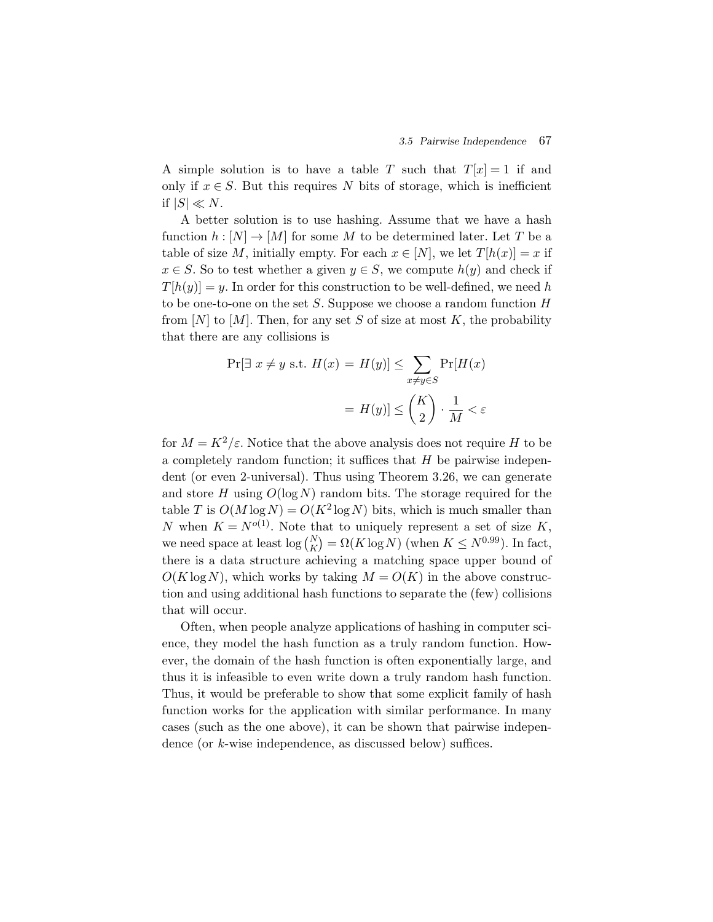A simple solution is to have a table $T$ such that $T[x] = 1$ if and only if $x \in S$. But this requires $N$ bits of storage, which is inefficient if $|S| \ll N$.

A better solution is to use hashing. Assume that we have a hash function $h : [N] \to [M]$ for some $M$ to be determined later. Let $T$ be a table of size $M$, initially empty. For each $x \in [N]$, we let $T[h(x)] = x$ if $x \in S$. So to test whether a given $y \in S$, we compute $h(y)$ and check if $T[h(y)] = y$. In order for this construction to be well-defined, we need $h$ to be one-to-one on the set $S$. Suppose we choose a random function $H$ from $[N]$ to $[M]$. Then, for any set $S$ of size at most $K$, the probability that there are any collisions is

$$\Pr[\exists\ x \neq y \text{ s.t. } H(x) = H(y)] \leq \sum_{x \neq y \in S} \Pr[H(x) = H(y)] \leq \binom{K}{2} \cdot \frac{1}{M} < \varepsilon$$

for $M = K^2/\varepsilon$. Notice that the above analysis does not require $H$ to be a completely random function; it suffices that $H$ be pairwise independent (or even 2-universal). Thus using Theorem 3.26, we can generate and store $H$ using $O(\log N)$ random bits. The storage required for the table $T$ is $O(M \log N) = O(K^2 \log N)$ bits, which is much smaller than $N$ when $K = N^{o(1)}$. Note that to uniquely represent a set of size $K$, we need space at least $\log \binom{N}{K} = \Omega(K \log N)$ (when $K \leq N^{0.99}$). In fact, there is a data structure achieving a matching space upper bound of $O(K \log N)$, which works by taking $M = O(K)$ in the above construction and using additional hash functions to separate the (few) collisions that will occur.

Often, when people analyze applications of hashing in computer science, they model the hash function as a truly random function. However, the domain of the hash function is often exponentially large, and thus it is infeasible to even write down a truly random hash function. Thus, it would be preferable to show that some explicit family of hash function works for the application with similar performance. In many cases (such as the one above), it can be shown that pairwise independence (or $k$-wise independence, as discussed below) suffices.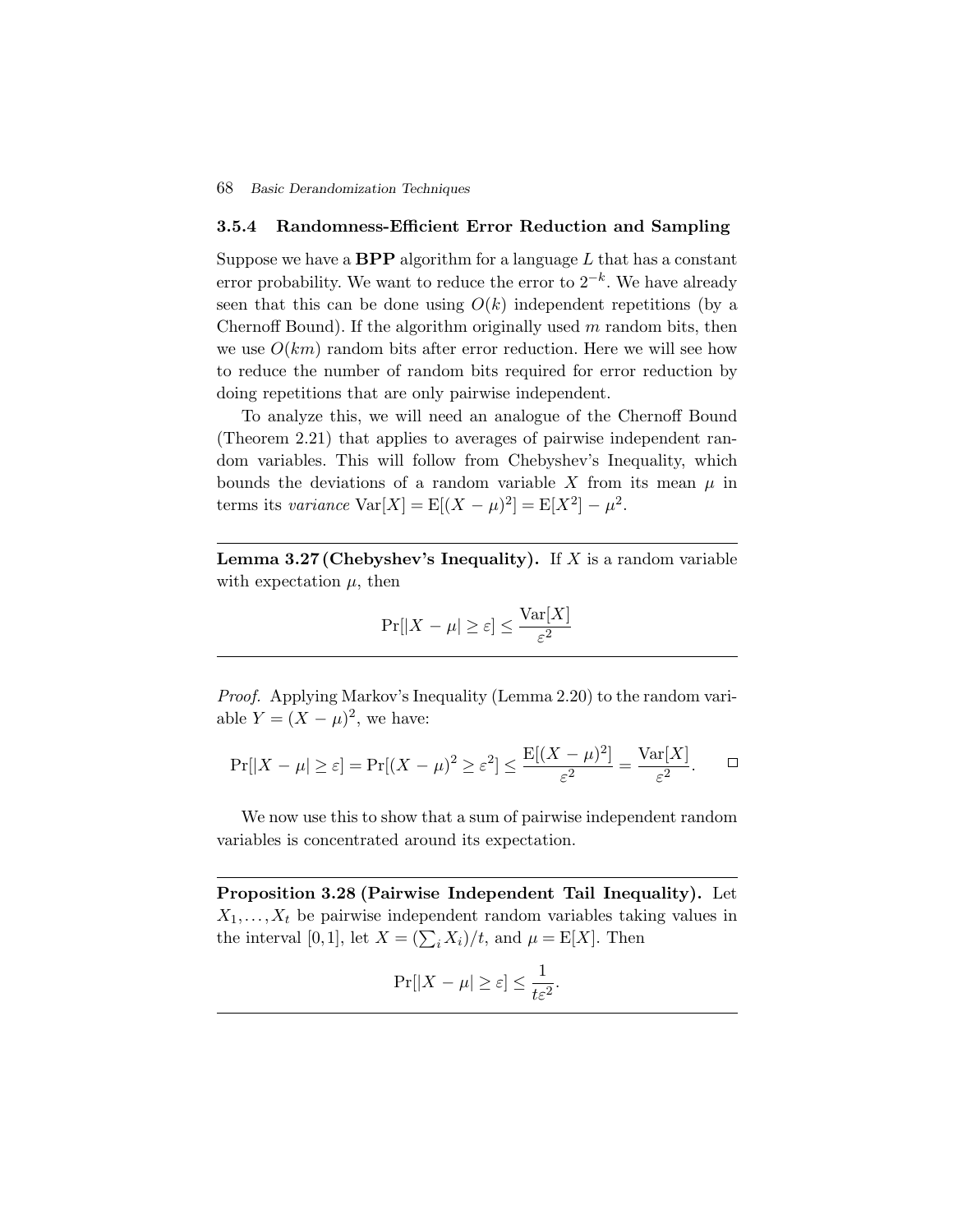### 3.5.4 Randomness-Efficient Error Reduction and Sampling

Suppose we have a **BPP** algorithm for a language $L$ that has a constant error probability. We want to reduce the error to $2^{-k}$. We have already seen that this can be done using $O(k)$ independent repetitions (by a Chernoff Bound). If the algorithm originally used $m$ random bits, then we use $O(km)$ random bits after error reduction. Here we will see how to reduce the number of random bits required for error reduction by doing repetitions that are only pairwise independent.

To analyze this, we will need an analogue of the Chernoff Bound (Theorem 2.21) that applies to averages of pairwise independent random variables. This will follow from Chebyshev's Inequality, which bounds the deviations of a random variable $X$ from its mean $\mu$ in terms its *variance* $\mathrm{Var}[X] = \mathrm{E}[(X-\mu)^2] = \mathrm{E}[X^2] - \mu^2$.

---

**Lemma 3.27 (Chebyshev's Inequality).** If $X$ is a random variable with expectation $\mu$, then

$$\Pr[|X-\mu| \geq \varepsilon] \leq \frac{\mathrm{Var}[X]}{\varepsilon^2}$$

---

*Proof.* Applying Markov's Inequality (Lemma 2.20) to the random variable $Y = (X-\mu)^2$, we have:

$$\Pr[|X-\mu| \geq \varepsilon] = \Pr[(X-\mu)^2 \geq \varepsilon^2] \leq \frac{\mathrm{E}[(X-\mu)^2]}{\varepsilon^2} = \frac{\mathrm{Var}[X]}{\varepsilon^2}. \qquad \square$$

We now use this to show that a sum of pairwise independent random variables is concentrated around its expectation.

---

**Proposition 3.28 (Pairwise Independent Tail Inequality).** Let $X_1, \ldots, X_t$ be pairwise independent random variables taking values in the interval $[0,1]$, let $X = (\sum_i X_i)/t$, and $\mu = \mathrm{E}[X]$. Then

$$\Pr[|X-\mu| \geq \varepsilon] \leq \frac{1}{t\varepsilon^2}.$$

---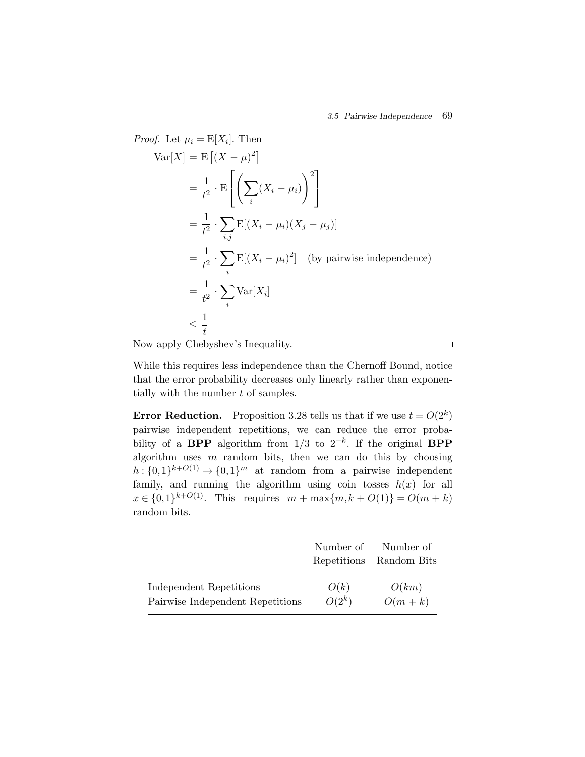*Proof.* Let $\mu_i = \mathrm{E}[X_i]$. Then

$$
\begin{aligned}
\mathrm{Var}[X] &= \mathrm{E}\left[(X-\mu)^2\right] \\
&= \frac{1}{t^2} \cdot \mathrm{E}\left[\left(\sum_i (X_i - \mu_i)\right)^2\right] \\
&= \frac{1}{t^2} \cdot \sum_{i,j} \mathrm{E}[(X_i - \mu_i)(X_j - \mu_j)] \\
&= \frac{1}{t^2} \cdot \sum_i \mathrm{E}[(X_i - \mu_i)^2] \quad \text{(by pairwise independence)} \\
&= \frac{1}{t^2} \cdot \sum_i \mathrm{Var}[X_i] \\
&\leq \frac{1}{t}
\end{aligned}
$$

Now apply Chebyshev's Inequality. □

While this requires less independence than the Chernoff Bound, notice that the error probability decreases only linearly rather than exponentially with the number $t$ of samples.

**Error Reduction.** Proposition 3.28 tells us that if we use $t = O(2^k)$ pairwise independent repetitions, we can reduce the error probability of a **BPP** algorithm from $1/3$ to $2^{-k}$. If the original **BPP** algorithm uses $m$ random bits, then we can do this by choosing $h : \{0,1\}^{k+O(1)} \to \{0,1\}^m$ at random from a pairwise independent family, and running the algorithm using coin tosses $h(x)$ for all $x \in \{0,1\}^{k+O(1)}$. This requires $m + \max\{m, k + O(1)\} = O(m+k)$ random bits.

| | Number of Repetitions | Number of Random Bits |
|---|---|---|
| Independent Repetitions | $O(k)$ | $O(km)$ |
| Pairwise Independent Repetitions | $O(2^k)$ | $O(m+k)$ |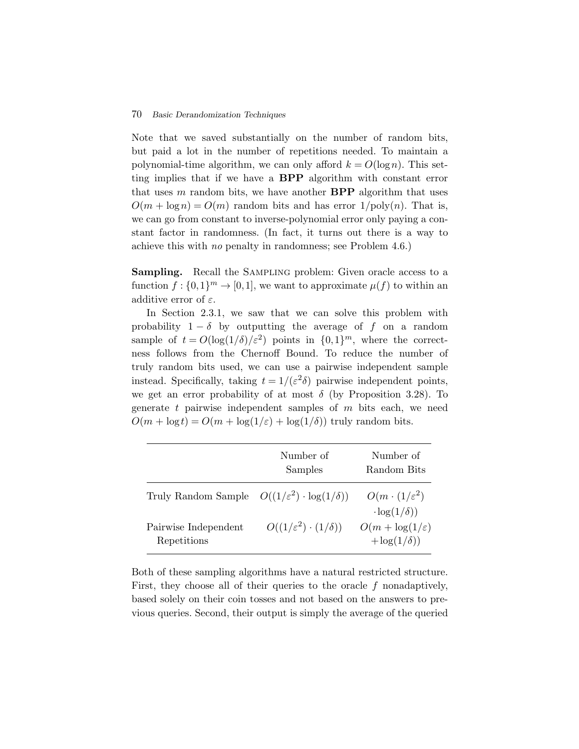Note that we saved substantially on the number of random bits, but paid a lot in the number of repetitions needed. To maintain a polynomial-time algorithm, we can only afford $k = O(\log n)$. This setting implies that if we have a **BPP** algorithm with constant error that uses $m$ random bits, we have another **BPP** algorithm that uses $O(m + \log n) = O(m)$ random bits and has error $1/\mathrm{poly}(n)$. That is, we can go from constant to inverse-polynomial error only paying a constant factor in randomness. (In fact, it turns out there is a way to achieve this with *no* penalty in randomness; see Problem 4.6.)

**Sampling.** Recall the Sampling problem: Given oracle access to a function $f : \{0,1\}^m \to [0,1]$, we want to approximate $\mu(f)$ to within an additive error of $\varepsilon$.

In Section 2.3.1, we saw that we can solve this problem with probability $1 - \delta$ by outputting the average of $f$ on a random sample of $t = O(\log(1/\delta)/\varepsilon^2)$ points in $\{0,1\}^m$, where the correctness follows from the Chernoff Bound. To reduce the number of truly random bits used, we can use a pairwise independent sample instead. Specifically, taking $t = 1/(\varepsilon^2\delta)$ pairwise independent points, we get an error probability of at most $\delta$ (by Proposition 3.28). To generate $t$ pairwise independent samples of $m$ bits each, we need $O(m + \log t) = O(m + \log(1/\varepsilon) + \log(1/\delta))$ truly random bits.

| | Number of Samples | Number of Random Bits |
|---|---|---|
| Truly Random Sample | $O((1/\varepsilon^2) \cdot \log(1/\delta))$ | $O(m \cdot (1/\varepsilon^2) \cdot \log(1/\delta))$ |
| Pairwise Independent Repetitions | $O((1/\varepsilon^2) \cdot (1/\delta))$ | $O(m + \log(1/\varepsilon) + \log(1/\delta))$ |

Both of these sampling algorithms have a natural restricted structure. First, they choose all of their queries to the oracle $f$ nonadaptively, based solely on their coin tosses and not based on the answers to previous queries. Second, their output is simply the average of the queried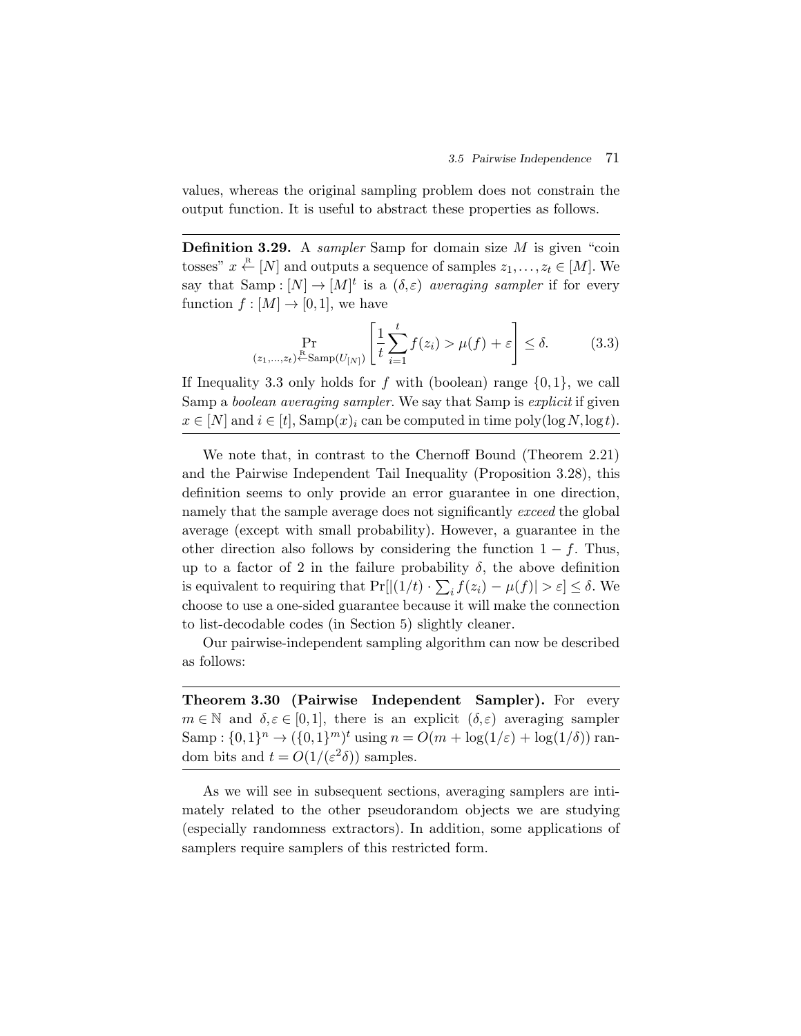values, whereas the original sampling problem does not constrain the output function. It is useful to abstract these properties as follows.

---

**Definition 3.29.** A *sampler* Samp for domain size $M$ is given "coin tosses" $x \stackrel{\text{R}}{\leftarrow} [N]$ and outputs a sequence of samples $z_1, \ldots, z_t \in [M]$. We say that $\mathrm{Samp} : [N] \to [M]^t$ is a $(\delta, \varepsilon)$ *averaging sampler* if for every function $f : [M] \to [0,1]$, we have

$$\Pr_{(z_1,\ldots,z_t) \stackrel{\text{R}}{\leftarrow} \mathrm{Samp}(U_{[N]})} \left[ \frac{1}{t} \sum_{i=1}^{t} f(z_i) > \mu(f) + \varepsilon \right] \leq \delta. \tag{3.3}$$

If Inequality 3.3 only holds for $f$ with (boolean) range $\{0,1\}$, we call Samp a *boolean averaging sampler*. We say that Samp is *explicit* if given $x \in [N]$ and $i \in [t]$, $\mathrm{Samp}(x)_i$ can be computed in time $\mathrm{poly}(\log N, \log t)$.

---

We note that, in contrast to the Chernoff Bound (Theorem 2.21) and the Pairwise Independent Tail Inequality (Proposition 3.28), this definition seems to only provide an error guarantee in one direction, namely that the sample average does not significantly *exceed* the global average (except with small probability). However, a guarantee in the other direction also follows by considering the function $1 - f$. Thus, up to a factor of 2 in the failure probability $\delta$, the above definition is equivalent to requiring that $\Pr[|(1/t) \cdot \sum_i f(z_i) - \mu(f)| > \varepsilon] \leq \delta$. We choose to use a one-sided guarantee because it will make the connection to list-decodable codes (in Section 5) slightly cleaner.

Our pairwise-independent sampling algorithm can now be described as follows:

---

**Theorem 3.30 (Pairwise Independent Sampler).** For every $m \in \mathbb{N}$ and $\delta, \varepsilon \in [0,1]$, there is an explicit $(\delta, \varepsilon)$ averaging sampler $\mathrm{Samp} : \{0,1\}^n \to (\{0,1\}^m)^t$ using $n = O(m + \log(1/\varepsilon) + \log(1/\delta))$ random bits and $t = O(1/(\varepsilon^2 \delta))$ samples.

---

As we will see in subsequent sections, averaging samplers are intimately related to the other pseudorandom objects we are studying (especially randomness extractors). In addition, some applications of samplers require samplers of this restricted form.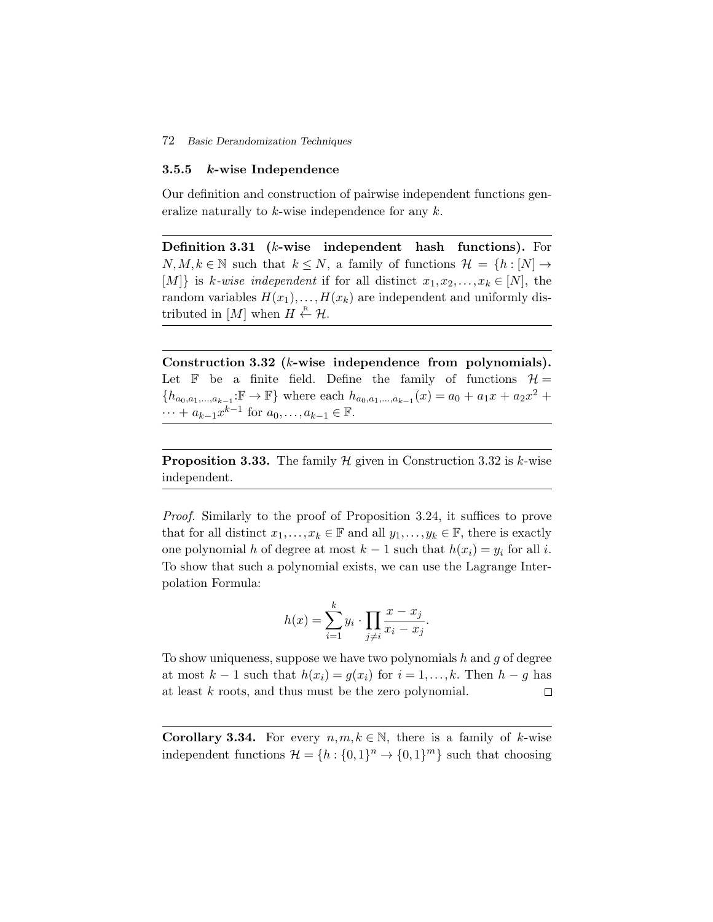### 3.5.5 $k$-wise Independence

Our definition and construction of pairwise independent functions generalize naturally to $k$-wise independence for any $k$.

**Definition 3.31 ($k$-wise independent hash functions).** For $N, M, k \in \mathbb{N}$ such that $k \leq N$, a family of functions $\mathcal{H} = \{h : [N] \to [M]\}$ is *$k$-wise independent* if for all distinct $x_1, x_2, \ldots, x_k \in [N]$, the random variables $H(x_1), \ldots, H(x_k)$ are independent and uniformly distributed in $[M]$ when $H \stackrel{\text{R}}{\leftarrow} \mathcal{H}$.

**Construction 3.32 ($k$-wise independence from polynomials).** Let $\mathbb{F}$ be a finite field. Define the family of functions $\mathcal{H} = \{h_{a_0, a_1, \ldots, a_{k-1}} : \mathbb{F} \to \mathbb{F}\}$ where each $h_{a_0, a_1, \ldots, a_{k-1}}(x) = a_0 + a_1 x + a_2 x^2 + \cdots + a_{k-1} x^{k-1}$ for $a_0, \ldots, a_{k-1} \in \mathbb{F}$.

**Proposition 3.33.** The family $\mathcal{H}$ given in Construction 3.32 is $k$-wise independent.

*Proof.* Similarly to the proof of Proposition 3.24, it suffices to prove that for all distinct $x_1, \ldots, x_k \in \mathbb{F}$ and all $y_1, \ldots, y_k \in \mathbb{F}$, there is exactly one polynomial $h$ of degree at most $k - 1$ such that $h(x_i) = y_i$ for all $i$. To show that such a polynomial exists, we can use the Lagrange Interpolation Formula:

$$h(x) = \sum_{i=1}^{k} y_i \cdot \prod_{j \neq i} \frac{x - x_j}{x_i - x_j}.$$

To show uniqueness, suppose we have two polynomials $h$ and $g$ of degree at most $k - 1$ such that $h(x_i) = g(x_i)$ for $i = 1, \ldots, k$. Then $h - g$ has at least $k$ roots, and thus must be the zero polynomial. $\square$

**Corollary 3.34.** For every $n, m, k \in \mathbb{N}$, there is a family of $k$-wise independent functions $\mathcal{H} = \{h : \{0,1\}^n \to \{0,1\}^m\}$ such that choosing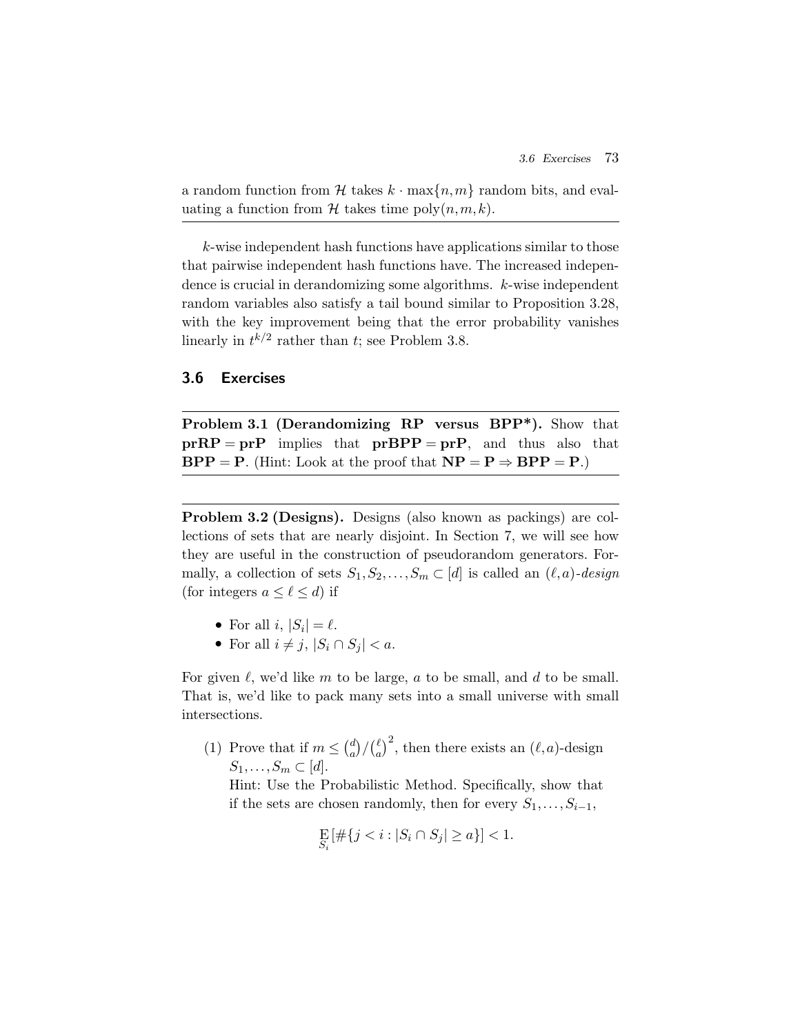a random function from $\mathcal{H}$ takes $k \cdot \max\{n, m\}$ random bits, and evaluating a function from $\mathcal{H}$ takes time $\mathrm{poly}(n, m, k)$.

---

$k$-wise independent hash functions have applications similar to those that pairwise independent hash functions have. The increased independence is crucial in derandomizing some algorithms. $k$-wise independent random variables also satisfy a tail bound similar to Proposition 3.28, with the key improvement being that the error probability vanishes linearly in $t^{k/2}$ rather than $t$; see Problem 3.8.

## 3.6 Exercises

---

**Problem 3.1 (Derandomizing RP versus BPP\*).** Show that $\mathbf{prRP} = \mathbf{prP}$ implies that $\mathbf{prBPP} = \mathbf{prP}$, and thus also that $\mathbf{BPP} = \mathbf{P}$. (Hint: Look at the proof that $\mathbf{NP} = \mathbf{P} \Rightarrow \mathbf{BPP} = \mathbf{P}$.)

---

---

**Problem 3.2 (Designs).** Designs (also known as packings) are collections of sets that are nearly disjoint. In Section 7, we will see how they are useful in the construction of pseudorandom generators. Formally, a collection of sets $S_1, S_2, \ldots, S_m \subset [d]$ is called an $(\ell, a)$-*design* (for integers $a \leq \ell \leq d$) if

- For all $i$, $|S_i| = \ell$.
- For all $i \neq j$, $|S_i \cap S_j| < a$.

For given $\ell$, we'd like $m$ to be large, $a$ to be small, and $d$ to be small. That is, we'd like to pack many sets into a small universe with small intersections.

(1) Prove that if $m \leq \binom{d}{a} / \binom{\ell}{a}^2$, then there exists an $(\ell, a)$-design $S_1, \ldots, S_m \subset [d]$.
Hint: Use the Probabilistic Method. Specifically, show that if the sets are chosen randomly, then for every $S_1, \ldots, S_{i-1}$,

$$\mathop{\mathrm{E}}_{S_i}[\#\{j < i : |S_i \cap S_j| \geq a\}] < 1.$$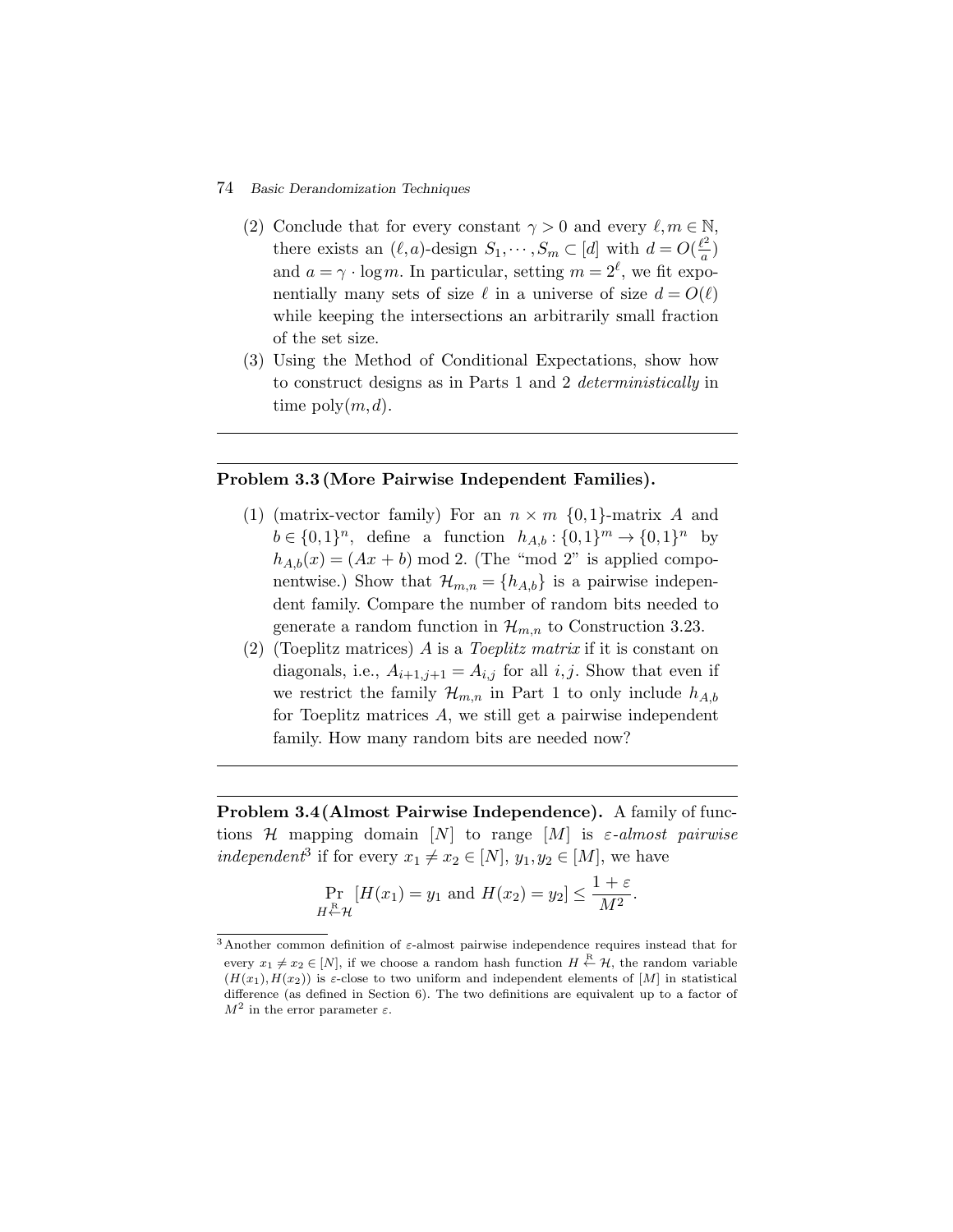(2) Conclude that for every constant $\gamma > 0$ and every $\ell, m \in \mathbb{N}$, there exists an $(\ell, a)$-design $S_1, \cdots, S_m \subset [d]$ with $d = O(\frac{\ell^2}{a})$ and $a = \gamma \cdot \log m$. In particular, setting $m = 2^\ell$, we fit exponentially many sets of size $\ell$ in a universe of size $d = O(\ell)$ while keeping the intersections an arbitrarily small fraction of the set size.

(3) Using the Method of Conditional Expectations, show how to construct designs as in Parts 1 and 2 *deterministically* in time $\text{poly}(m, d)$.

---

**Problem 3.3 (More Pairwise Independent Families).**

(1) (matrix-vector family) For an $n \times m$ $\{0,1\}$-matrix $A$ and $b \in \{0,1\}^n$, define a function $h_{A,b} : \{0,1\}^m \to \{0,1\}^n$ by $h_{A,b}(x) = (Ax + b) \bmod 2$. (The "mod 2" is applied componentwise.) Show that $\mathcal{H}_{m,n} = \{h_{A,b}\}$ is a pairwise independent family. Compare the number of random bits needed to generate a random function in $\mathcal{H}_{m,n}$ to Construction 3.23.

(2) (Toeplitz matrices) $A$ is a *Toeplitz matrix* if it is constant on diagonals, i.e., $A_{i+1,j+1} = A_{i,j}$ for all $i, j$. Show that even if we restrict the family $\mathcal{H}_{m,n}$ in Part 1 to only include $h_{A,b}$ for Toeplitz matrices $A$, we still get a pairwise independent family. How many random bits are needed now?

---

**Problem 3.4 (Almost Pairwise Independence).** A family of functions $\mathcal{H}$ mapping domain $[N]$ to range $[M]$ is $\varepsilon$-*almost pairwise independent*[3] if for every $x_1 \neq x_2 \in [N]$, $y_1, y_2 \in [M]$, we have

$$\Pr_{H \stackrel{\text{R}}{\leftarrow} \mathcal{H}} [H(x_1) = y_1 \text{ and } H(x_2) = y_2] \leq \frac{1+\varepsilon}{M^2}.$$

[3] Another common definition of $\varepsilon$-almost pairwise independence requires instead that for every $x_1 \neq x_2 \in [N]$, if we choose a random hash function $H \stackrel{\text{R}}{\leftarrow} \mathcal{H}$, the random variable $(H(x_1), H(x_2))$ is $\varepsilon$-close to two uniform and independent elements of $[M]$ in statistical difference (as defined in Section 6). The two definitions are equivalent up to a factor of $M^2$ in the error parameter $\varepsilon$.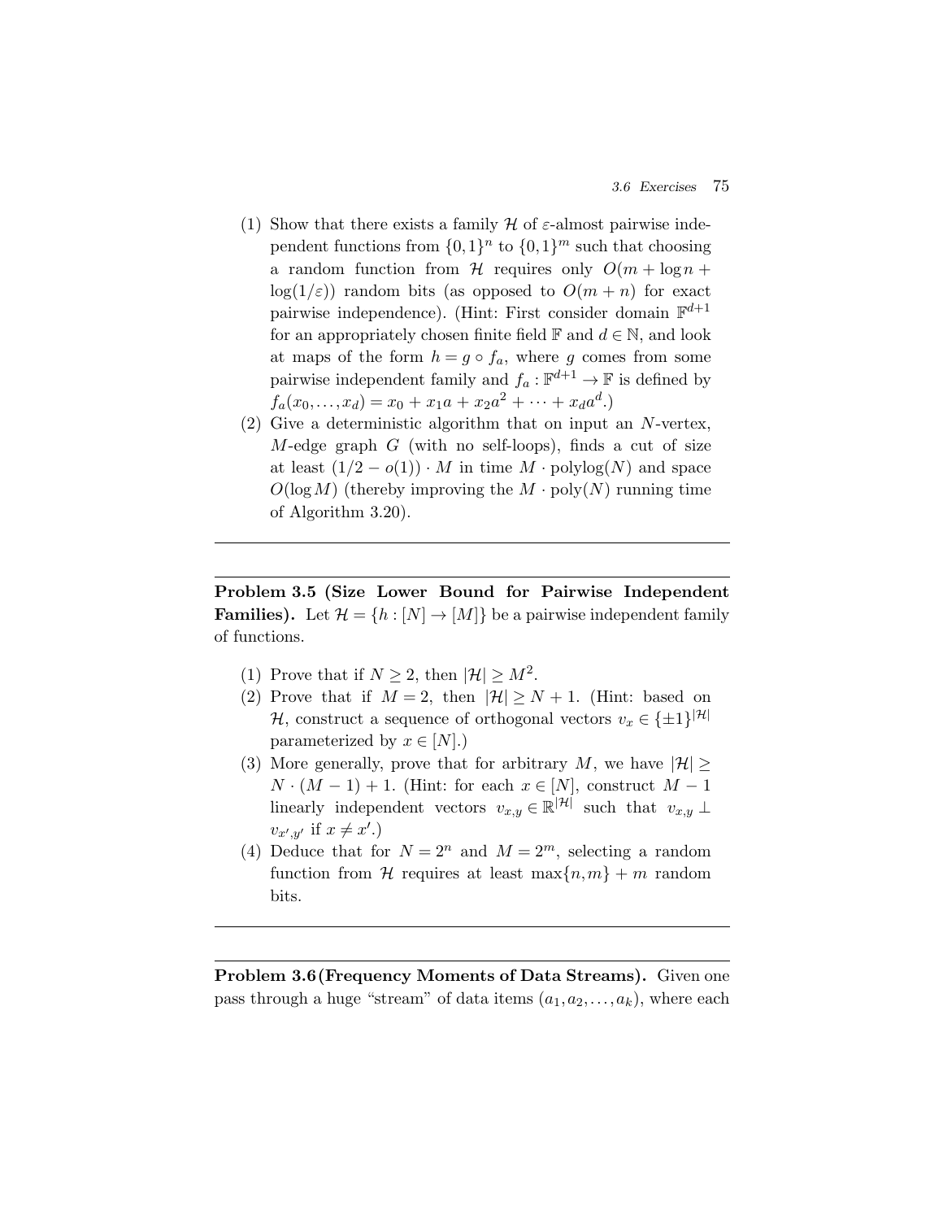(1) Show that there exists a family $\mathcal{H}$ of $\varepsilon$-almost pairwise independent functions from $\{0,1\}^n$ to $\{0,1\}^m$ such that choosing a random function from $\mathcal{H}$ requires only $O(m + \log n + \log(1/\varepsilon))$ random bits (as opposed to $O(m+n)$ for exact pairwise independence). (Hint: First consider domain $\mathbb{F}^{d+1}$ for an appropriately chosen finite field $\mathbb{F}$ and $d \in \mathbb{N}$, and look at maps of the form $h = g \circ f_a$, where $g$ comes from some pairwise independent family and $f_a : \mathbb{F}^{d+1} \to \mathbb{F}$ is defined by $f_a(x_0, \ldots, x_d) = x_0 + x_1 a + x_2 a^2 + \cdots + x_d a^d$.)

(2) Give a deterministic algorithm that on input an $N$-vertex, $M$-edge graph $G$ (with no self-loops), finds a cut of size at least $(1/2 - o(1)) \cdot M$ in time $M \cdot \mathrm{polylog}(N)$ and space $O(\log M)$ (thereby improving the $M \cdot \mathrm{poly}(N)$ running time of Algorithm 3.20).

---

**Problem 3.5 (Size Lower Bound for Pairwise Independent Families).** Let $\mathcal{H} = \{h : [N] \to [M]\}$ be a pairwise independent family of functions.

(1) Prove that if $N \geq 2$, then $|\mathcal{H}| \geq M^2$.

(2) Prove that if $M = 2$, then $|\mathcal{H}| \geq N + 1$. (Hint: based on $\mathcal{H}$, construct a sequence of orthogonal vectors $v_x \in \{\pm 1\}^{|\mathcal{H}|}$ parameterized by $x \in [N]$.)

(3) More generally, prove that for arbitrary $M$, we have $|\mathcal{H}| \geq N \cdot (M-1) + 1$. (Hint: for each $x \in [N]$, construct $M - 1$ linearly independent vectors $v_{x,y} \in \mathbb{R}^{|\mathcal{H}|}$ such that $v_{x,y} \perp v_{x',y'}$ if $x \neq x'$.)

(4) Deduce that for $N = 2^n$ and $M = 2^m$, selecting a random function from $\mathcal{H}$ requires at least $\max\{n, m\} + m$ random bits.

---

**Problem 3.6 (Frequency Moments of Data Streams).** Given one pass through a huge "stream" of data items $(a_1, a_2, \ldots, a_k)$, where each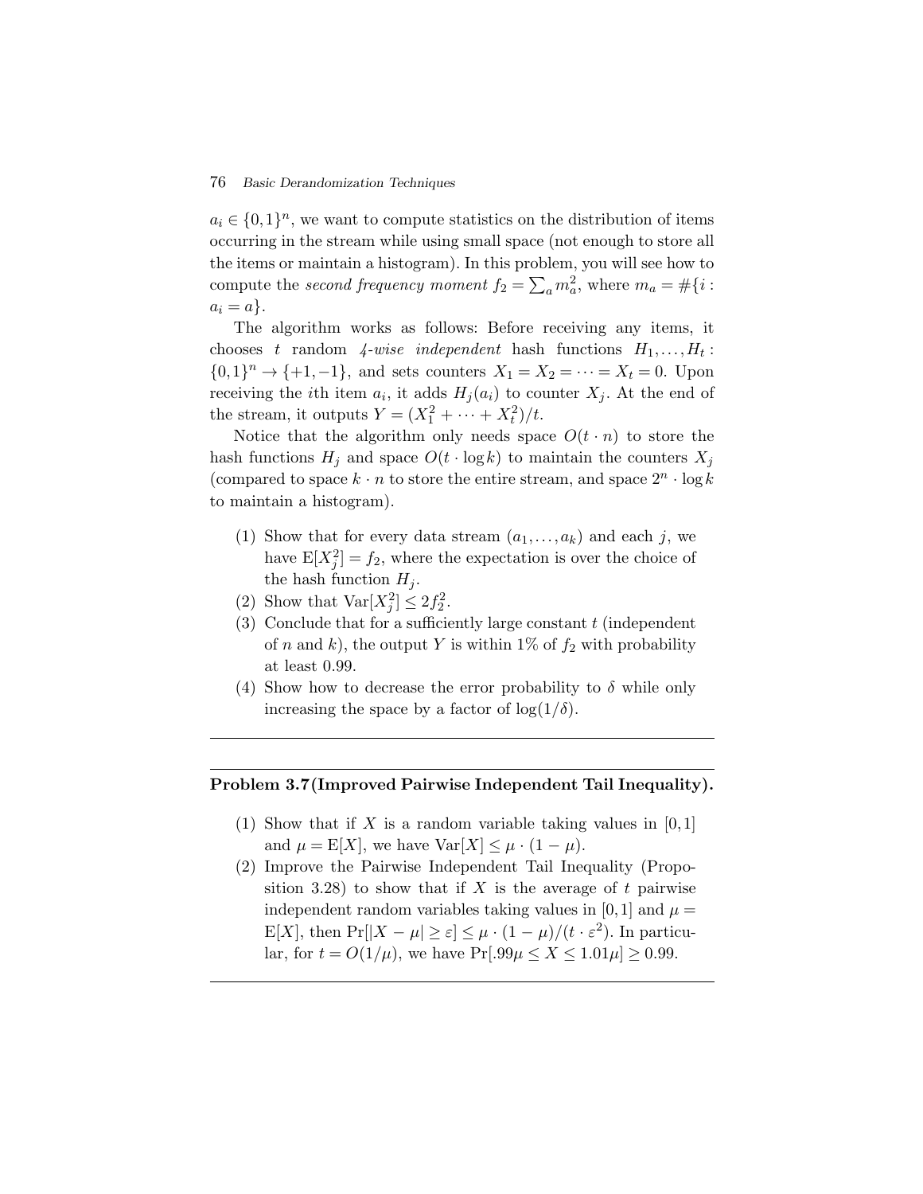$a_i \in \{0,1\}^n$, we want to compute statistics on the distribution of items occurring in the stream while using small space (not enough to store all the items or maintain a histogram). In this problem, you will see how to compute the *second frequency moment* $f_2 = \sum_a m_a^2$, where $m_a = \#\{i : a_i = a\}$.

The algorithm works as follows: Before receiving any items, it chooses $t$ random *4-wise independent* hash functions $H_1, \ldots, H_t : \{0,1\}^n \to \{+1,-1\}$, and sets counters $X_1 = X_2 = \cdots = X_t = 0$. Upon receiving the $i$th item $a_i$, it adds $H_j(a_i)$ to counter $X_j$. At the end of the stream, it outputs $Y = (X_1^2 + \cdots + X_t^2)/t$.

Notice that the algorithm only needs space $O(t \cdot n)$ to store the hash functions $H_j$ and space $O(t \cdot \log k)$ to maintain the counters $X_j$ (compared to space $k \cdot n$ to store the entire stream, and space $2^n \cdot \log k$ to maintain a histogram).

1. Show that for every data stream $(a_1, \ldots, a_k)$ and each $j$, we have $\mathrm{E}[X_j^2] = f_2$, where the expectation is over the choice of the hash function $H_j$.
2. Show that $\mathrm{Var}[X_j^2] \leq 2f_2^2$.
3. Conclude that for a sufficiently large constant $t$ (independent of $n$ and $k$), the output $Y$ is within 1% of $f_2$ with probability at least 0.99.
4. Show how to decrease the error probability to $\delta$ while only increasing the space by a factor of $\log(1/\delta)$.

---

**Problem 3.7 (Improved Pairwise Independent Tail Inequality).**

1. Show that if $X$ is a random variable taking values in $[0,1]$ and $\mu = \mathrm{E}[X]$, we have $\mathrm{Var}[X] \leq \mu \cdot (1 - \mu)$.
2. Improve the Pairwise Independent Tail Inequality (Proposition 3.28) to show that if $X$ is the average of $t$ pairwise independent random variables taking values in $[0,1]$ and $\mu = \mathrm{E}[X]$, then $\Pr[|X - \mu| \geq \varepsilon] \leq \mu \cdot (1 - \mu)/(t \cdot \varepsilon^2)$. In particular, for $t = O(1/\mu)$, we have $\Pr[.99\mu \leq X \leq 1.01\mu] \geq 0.99$.

---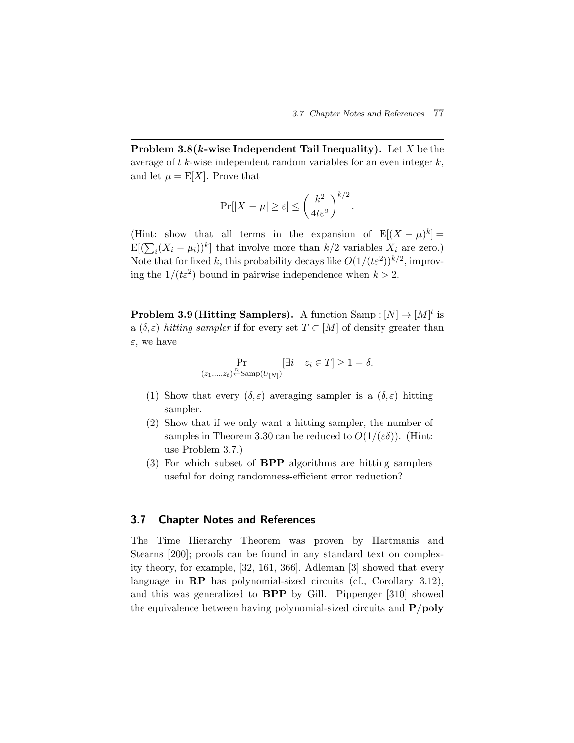**Problem 3.8 ($k$-wise Independent Tail Inequality).** Let $X$ be the average of $t$ $k$-wise independent random variables for an even integer $k$, and let $\mu = \mathrm{E}[X]$. Prove that

$$\Pr[|X - \mu| \geq \varepsilon] \leq \left(\frac{k^2}{4t\varepsilon^2}\right)^{k/2}.$$

(Hint: show that all terms in the expansion of $\mathrm{E}[(X - \mu)^k] = \mathrm{E}[(\sum_i (X_i - \mu_i))^k]$ that involve more than $k/2$ variables $X_i$ are zero.) Note that for fixed $k$, this probability decays like $O(1/(t\varepsilon^2))^{k/2}$, improving the $1/(t\varepsilon^2)$ bound in pairwise independence when $k > 2$.

---

**Problem 3.9 (Hitting Samplers).** A function $\mathrm{Samp} : [N] \to [M]^t$ is a $(\delta, \varepsilon)$ *hitting sampler* if for every set $T \subset [M]$ of density greater than $\varepsilon$, we have

$$\Pr_{(z_1,\ldots,z_t) \stackrel{\mathrm{R}}{\leftarrow} \mathrm{Samp}(U_{[N]})} [\exists i \quad z_i \in T] \geq 1 - \delta.$$

(1) Show that every $(\delta, \varepsilon)$ averaging sampler is a $(\delta, \varepsilon)$ hitting sampler.

(2) Show that if we only want a hitting sampler, the number of samples in Theorem 3.30 can be reduced to $O(1/(\varepsilon\delta))$. (Hint: use Problem 3.7.)

(3) For which subset of **BPP** algorithms are hitting samplers useful for doing randomness-efficient error reduction?

---

## 3.7 Chapter Notes and References

The Time Hierarchy Theorem was proven by Hartmanis and Stearns [200]; proofs can be found in any standard text on complexity theory, for example, [32, 161, 366]. Adleman [3] showed that every language in **RP** has polynomial-sized circuits (cf., Corollary 3.12), and this was generalized to **BPP** by Gill. Pippenger [310] showed the equivalence between having polynomial-sized circuits and **P/poly**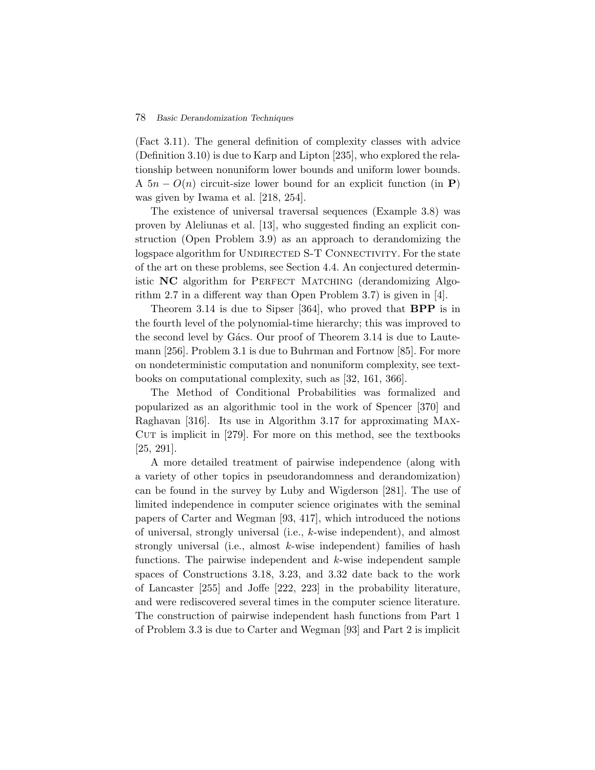(Fact 3.11). The general definition of complexity classes with advice (Definition 3.10) is due to Karp and Lipton [235], who explored the relationship between nonuniform lower bounds and uniform lower bounds. A $5n - O(n)$ circuit-size lower bound for an explicit function (in **P**) was given by Iwama et al. [218, 254].

The existence of universal traversal sequences (Example 3.8) was proven by Aleliunas et al. [13], who suggested finding an explicit construction (Open Problem 3.9) as an approach to derandomizing the logspace algorithm for UNDIRECTED S-T CONNECTIVITY. For the state of the art on these problems, see Section 4.4. An conjectured deterministic **NC** algorithm for PERFECT MATCHING (derandomizing Algorithm 2.7 in a different way than Open Problem 3.7) is given in [4].

Theorem 3.14 is due to Sipser [364], who proved that **BPP** is in the fourth level of the polynomial-time hierarchy; this was improved to the second level by Gács. Our proof of Theorem 3.14 is due to Lautemann [256]. Problem 3.1 is due to Buhrman and Fortnow [85]. For more on nondeterministic computation and nonuniform complexity, see textbooks on computational complexity, such as [32, 161, 366].

The Method of Conditional Probabilities was formalized and popularized as an algorithmic tool in the work of Spencer [370] and Raghavan [316]. Its use in Algorithm 3.17 for approximating MAX-CUT is implicit in [279]. For more on this method, see the textbooks [25, 291].

A more detailed treatment of pairwise independence (along with a variety of other topics in pseudorandomness and derandomization) can be found in the survey by Luby and Wigderson [281]. The use of limited independence in computer science originates with the seminal papers of Carter and Wegman [93, 417], which introduced the notions of universal, strongly universal (i.e., $k$-wise independent), and almost strongly universal (i.e., almost $k$-wise independent) families of hash functions. The pairwise independent and $k$-wise independent sample spaces of Constructions 3.18, 3.23, and 3.32 date back to the work of Lancaster [255] and Joffe [222, 223] in the probability literature, and were rediscovered several times in the computer science literature. The construction of pairwise independent hash functions from Part 1 of Problem 3.3 is due to Carter and Wegman [93] and Part 2 is implicit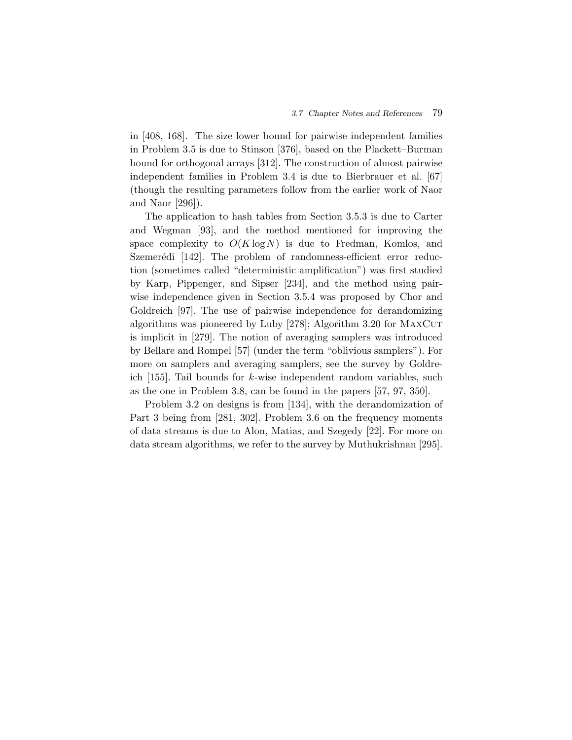in [408, 168]. The size lower bound for pairwise independent families in Problem 3.5 is due to Stinson [376], based on the Plackett–Burman bound for orthogonal arrays [312]. The construction of almost pairwise independent families in Problem 3.4 is due to Bierbrauer et al. [67] (though the resulting parameters follow from the earlier work of Naor and Naor [296]).

The application to hash tables from Section 3.5.3 is due to Carter and Wegman [93], and the method mentioned for improving the space complexity to $O(K \log N)$ is due to Fredman, Komlos, and Szemerédi [142]. The problem of randomness-efficient error reduction (sometimes called "deterministic amplification") was first studied by Karp, Pippenger, and Sipser [234], and the method using pairwise independence given in Section 3.5.4 was proposed by Chor and Goldreich [97]. The use of pairwise independence for derandomizing algorithms was pioneered by Luby [278]; Algorithm 3.20 for MaxCut is implicit in [279]. The notion of averaging samplers was introduced by Bellare and Rompel [57] (under the term "oblivious samplers"). For more on samplers and averaging samplers, see the survey by Goldreich [155]. Tail bounds for $k$-wise independent random variables, such as the one in Problem 3.8, can be found in the papers [57, 97, 350].

Problem 3.2 on designs is from [134], with the derandomization of Part 3 being from [281, 302]. Problem 3.6 on the frequency moments of data streams is due to Alon, Matias, and Szegedy [22]. For more on data stream algorithms, we refer to the survey by Muthukrishnan [295].